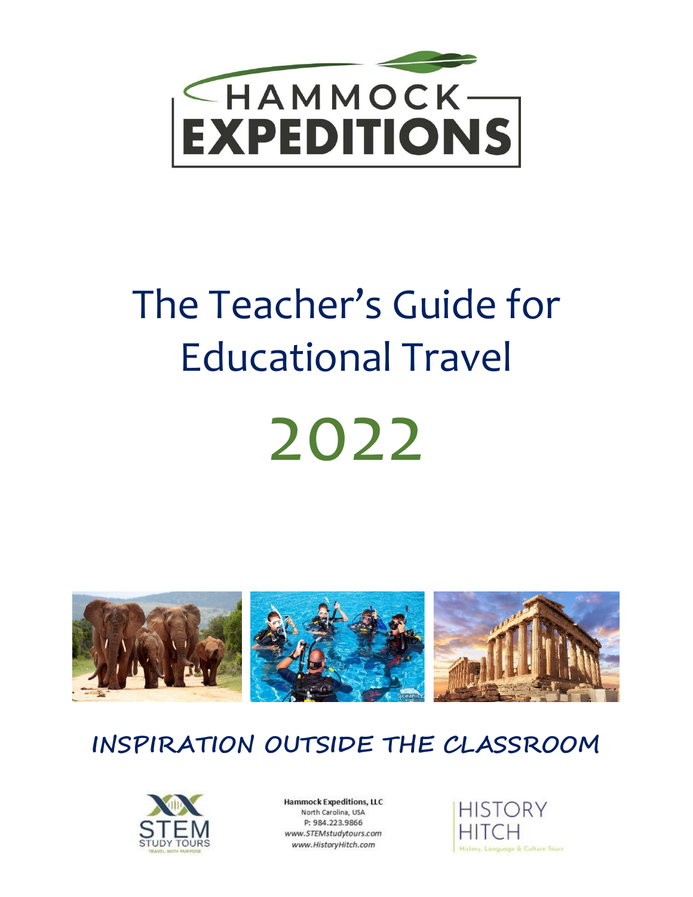HAMMOCK EXPEDITIONS

# The Teacher's Guide for Educational Travel

# 2022

## INSPIRATION OUTSIDE THE CLASSROOM

STEM STUDY TOURS
TRAVEL WITH PURPOSE

**Hammock Expeditions, LLC**
North Carolina, USA
P: 984.223.9866
*www.STEMstudytours.com*
*www.HistoryHitch.com*

HISTORY HITCH
History, Language & Culture Tours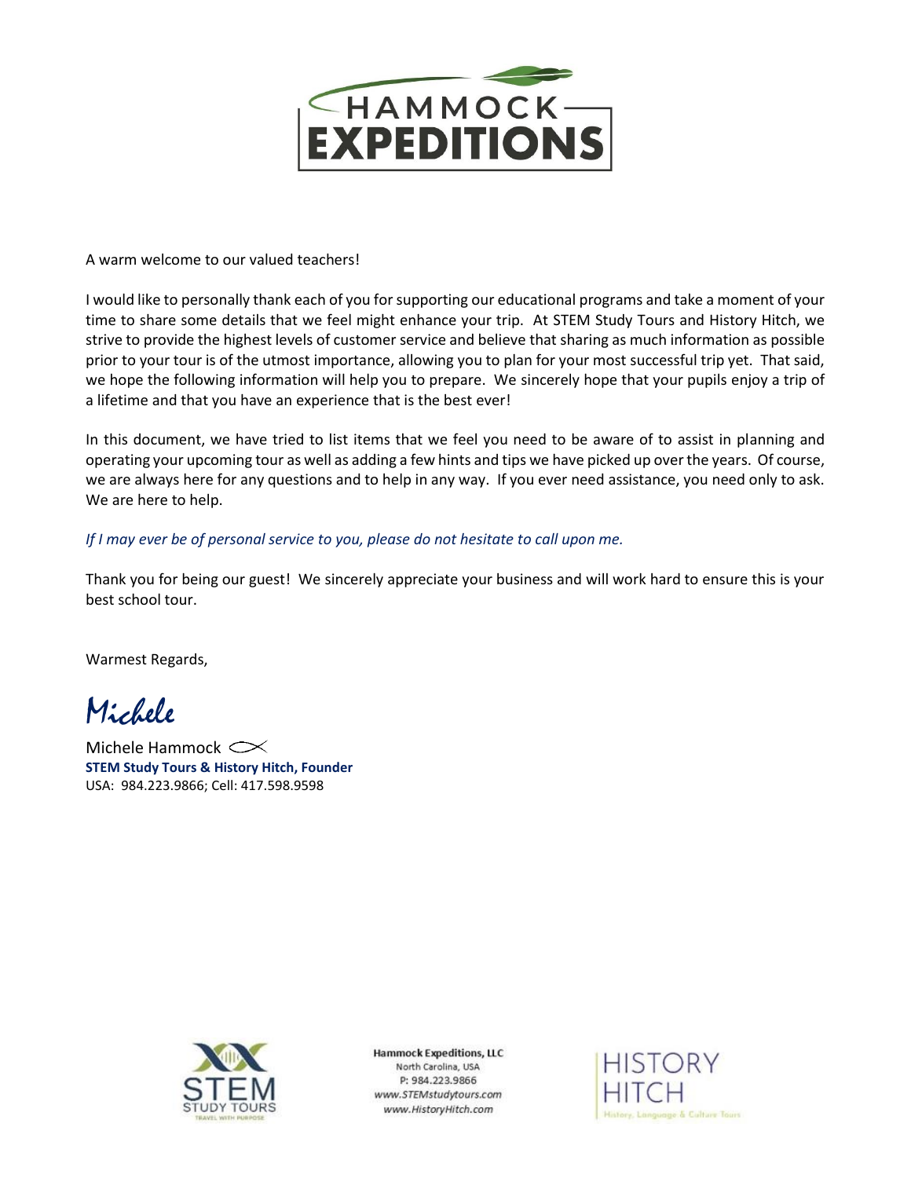HAMMOCK EXPEDITIONS

A warm welcome to our valued teachers!

I would like to personally thank each of you for supporting our educational programs and take a moment of your time to share some details that we feel might enhance your trip. At STEM Study Tours and History Hitch, we strive to provide the highest levels of customer service and believe that sharing as much information as possible prior to your tour is of the utmost importance, allowing you to plan for your most successful trip yet. That said, we hope the following information will help you to prepare. We sincerely hope that your pupils enjoy a trip of a lifetime and that you have an experience that is the best ever!

In this document, we have tried to list items that we feel you need to be aware of to assist in planning and operating your upcoming tour as well as adding a few hints and tips we have picked up over the years. Of course, we are always here for any questions and to help in any way. If you ever need assistance, you need only to ask. We are here to help.

*If I may ever be of personal service to you, please do not hesitate to call upon me.*

Thank you for being our guest! We sincerely appreciate your business and will work hard to ensure this is your best school tour.

Warmest Regards,

*Michele*

Michele Hammock
**STEM Study Tours & History Hitch, Founder**
USA: 984.223.9866; Cell: 417.598.9598

STEM STUDY TOURS — TRAVEL WITH PURPOSE

**Hammock Expeditions, LLC**
North Carolina, USA
P: 984.223.9866
*www.STEMstudytours.com*
*www.HistoryHitch.com*

HISTORY HITCH — History, Language & Culture Tours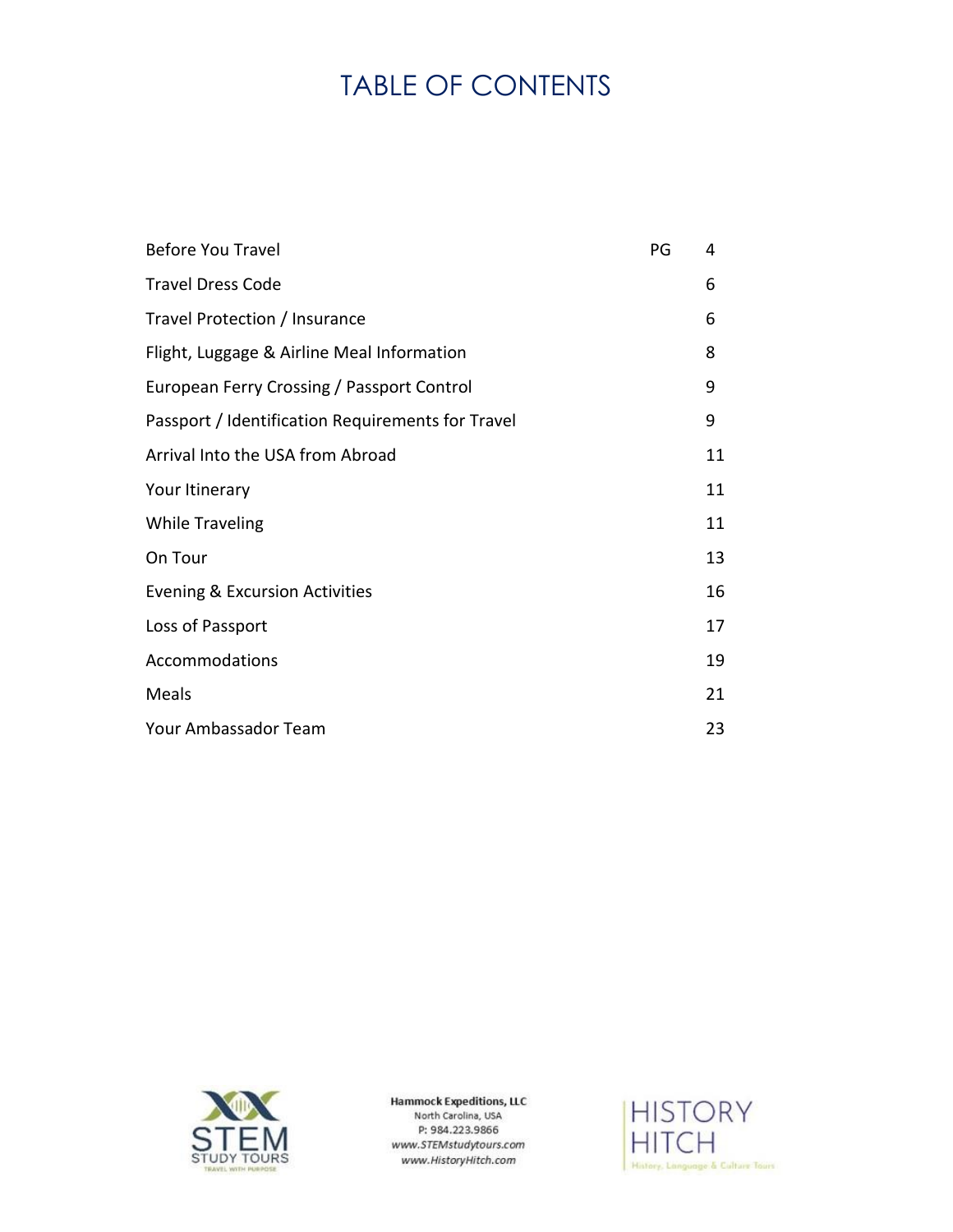# TABLE OF CONTENTS

| | PG |
|---|---|
| Before You Travel | 4 |
| Travel Dress Code | 6 |
| Travel Protection / Insurance | 6 |
| Flight, Luggage & Airline Meal Information | 8 |
| European Ferry Crossing / Passport Control | 9 |
| Passport / Identification Requirements for Travel | 9 |
| Arrival Into the USA from Abroad | 11 |
| Your Itinerary | 11 |
| While Traveling | 11 |
| On Tour | 13 |
| Evening & Excursion Activities | 16 |
| Loss of Passport | 17 |
| Accommodations | 19 |
| Meals | 21 |
| Your Ambassador Team | 23 |

STEM STUDY TOURS
TRAVEL WITH PURPOSE

**Hammock Expeditions, LLC**
North Carolina, USA
P: 984.223.9866
*www.STEMstudytours.com*
*www.HistoryHitch.com*

HISTORY HITCH
History, Language & Culture Tours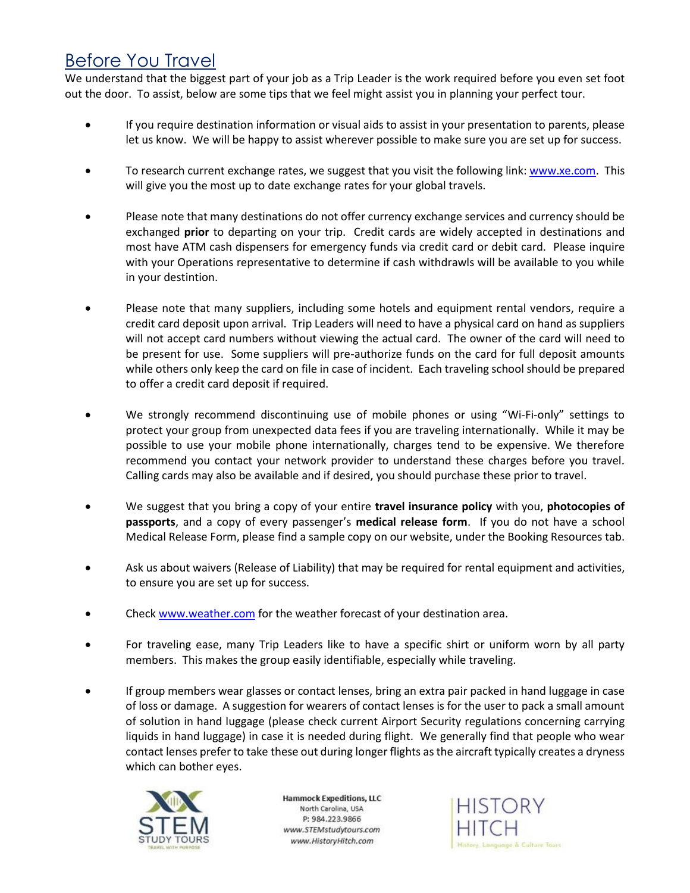## Before You Travel

We understand that the biggest part of your job as a Trip Leader is the work required before you even set foot out the door. To assist, below are some tips that we feel might assist you in planning your perfect tour.

- If you require destination information or visual aids to assist in your presentation to parents, please let us know. We will be happy to assist wherever possible to make sure you are set up for success.
- To research current exchange rates, we suggest that you visit the following link: www.xe.com. This will give you the most up to date exchange rates for your global travels.
- Please note that many destinations do not offer currency exchange services and currency should be exchanged **prior** to departing on your trip. Credit cards are widely accepted in destinations and most have ATM cash dispensers for emergency funds via credit card or debit card. Please inquire with your Operations representative to determine if cash withdrawls will be available to you while in your destintion.
- Please note that many suppliers, including some hotels and equipment rental vendors, require a credit card deposit upon arrival. Trip Leaders will need to have a physical card on hand as suppliers will not accept card numbers without viewing the actual card. The owner of the card will need to be present for use. Some suppliers will pre-authorize funds on the card for full deposit amounts while others only keep the card on file in case of incident. Each traveling school should be prepared to offer a credit card deposit if required.
- We strongly recommend discontinuing use of mobile phones or using "Wi-Fi-only" settings to protect your group from unexpected data fees if you are traveling internationally. While it may be possible to use your mobile phone internationally, charges tend to be expensive. We therefore recommend you contact your network provider to understand these charges before you travel. Calling cards may also be available and if desired, you should purchase these prior to travel.
- We suggest that you bring a copy of your entire **travel insurance policy** with you, **photocopies of passports**, and a copy of every passenger's **medical release form**. If you do not have a school Medical Release Form, please find a sample copy on our website, under the Booking Resources tab.
- Ask us about waivers (Release of Liability) that may be required for rental equipment and activities, to ensure you are set up for success.
- Check www.weather.com for the weather forecast of your destination area.
- For traveling ease, many Trip Leaders like to have a specific shirt or uniform worn by all party members. This makes the group easily identifiable, especially while traveling.
- If group members wear glasses or contact lenses, bring an extra pair packed in hand luggage in case of loss or damage. A suggestion for wearers of contact lenses is for the user to pack a small amount of solution in hand luggage (please check current Airport Security regulations concerning carrying liquids in hand luggage) in case it is needed during flight. We generally find that people who wear contact lenses prefer to take these out during longer flights as the aircraft typically creates a dryness which can bother eyes.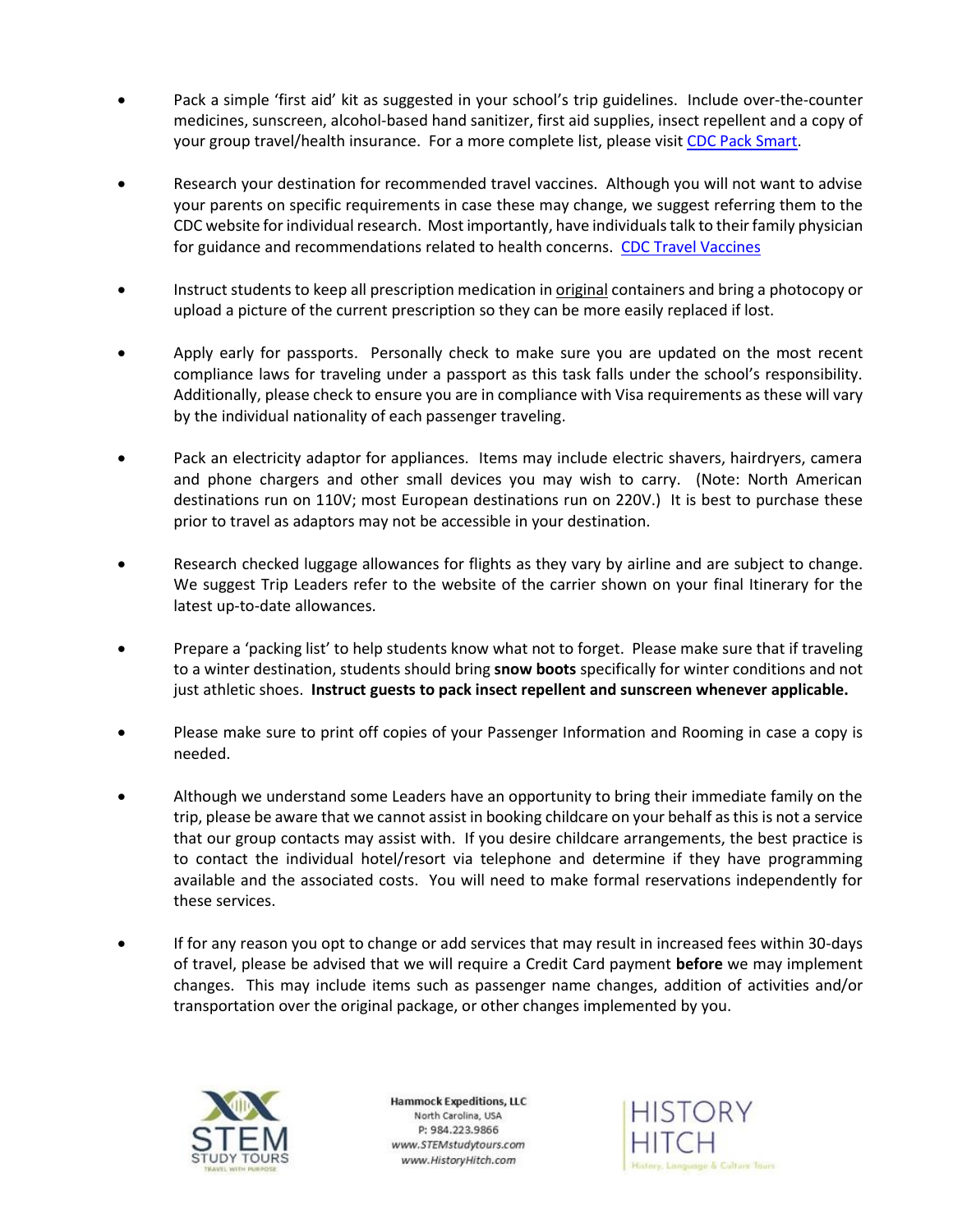- Pack a simple 'first aid' kit as suggested in your school's trip guidelines. Include over-the-counter medicines, sunscreen, alcohol-based hand sanitizer, first aid supplies, insect repellent and a copy of your group travel/health insurance. For a more complete list, please visit [CDC Pack Smart](CDC Pack Smart).

- Research your destination for recommended travel vaccines. Although you will not want to advise your parents on specific requirements in case these may change, we suggest referring them to the CDC website for individual research. Most importantly, have individuals talk to their family physician for guidance and recommendations related to health concerns. [CDC Travel Vaccines](CDC Travel Vaccines)

- Instruct students to keep all prescription medication in <u>original</u> containers and bring a photocopy or upload a picture of the current prescription so they can be more easily replaced if lost.

- Apply early for passports. Personally check to make sure you are updated on the most recent compliance laws for traveling under a passport as this task falls under the school's responsibility. Additionally, please check to ensure you are in compliance with Visa requirements as these will vary by the individual nationality of each passenger traveling.

- Pack an electricity adaptor for appliances. Items may include electric shavers, hairdryers, camera and phone chargers and other small devices you may wish to carry. (Note: North American destinations run on 110V; most European destinations run on 220V.) It is best to purchase these prior to travel as adaptors may not be accessible in your destination.

- Research checked luggage allowances for flights as they vary by airline and are subject to change. We suggest Trip Leaders refer to the website of the carrier shown on your final Itinerary for the latest up-to-date allowances.

- Prepare a 'packing list' to help students know what not to forget. Please make sure that if traveling to a winter destination, students should bring **snow boots** specifically for winter conditions and not just athletic shoes. **Instruct guests to pack insect repellent and sunscreen whenever applicable.**

- Please make sure to print off copies of your Passenger Information and Rooming in case a copy is needed.

- Although we understand some Leaders have an opportunity to bring their immediate family on the trip, please be aware that we cannot assist in booking childcare on your behalf as this is not a service that our group contacts may assist with. If you desire childcare arrangements, the best practice is to contact the individual hotel/resort via telephone and determine if they have programming available and the associated costs. You will need to make formal reservations independently for these services.

- If for any reason you opt to change or add services that may result in increased fees within 30-days of travel, please be advised that we will require a Credit Card payment **before** we may implement changes. This may include items such as passenger name changes, addition of activities and/or transportation over the original package, or other changes implemented by you.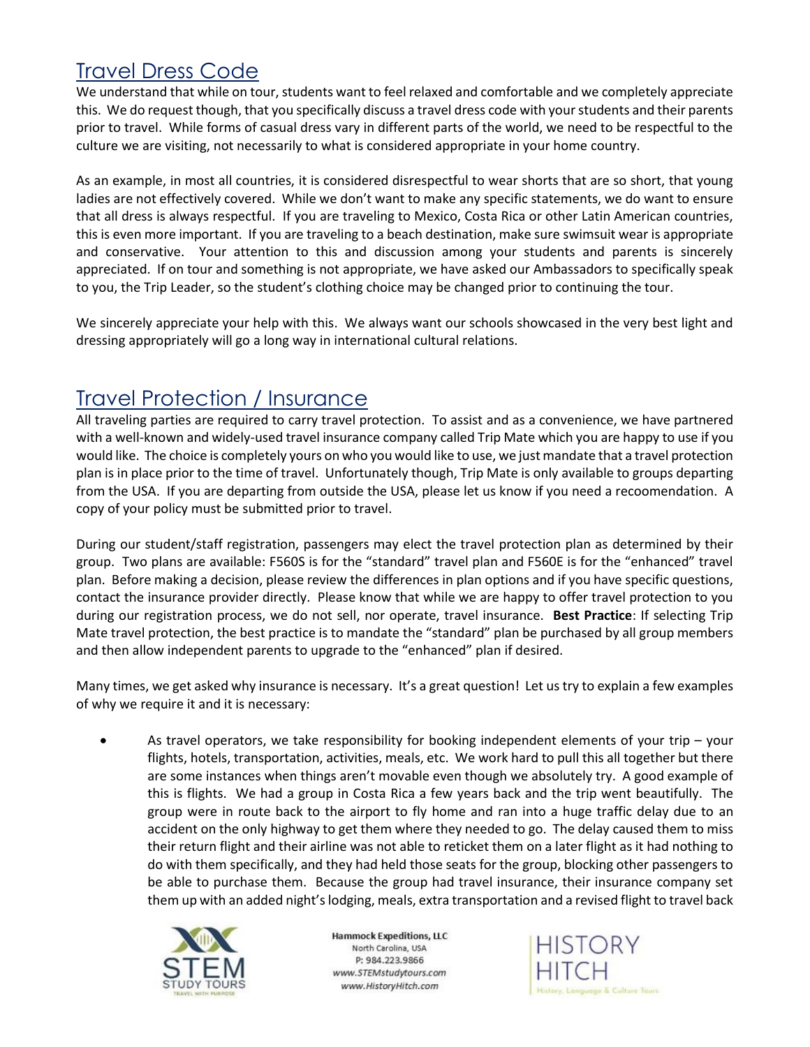## Travel Dress Code

We understand that while on tour, students want to feel relaxed and comfortable and we completely appreciate this. We do request though, that you specifically discuss a travel dress code with your students and their parents prior to travel. While forms of casual dress vary in different parts of the world, we need to be respectful to the culture we are visiting, not necessarily to what is considered appropriate in your home country.

As an example, in most all countries, it is considered disrespectful to wear shorts that are so short, that young ladies are not effectively covered. While we don't want to make any specific statements, we do want to ensure that all dress is always respectful. If you are traveling to Mexico, Costa Rica or other Latin American countries, this is even more important. If you are traveling to a beach destination, make sure swimsuit wear is appropriate and conservative. Your attention to this and discussion among your students and parents is sincerely appreciated. If on tour and something is not appropriate, we have asked our Ambassadors to specifically speak to you, the Trip Leader, so the student's clothing choice may be changed prior to continuing the tour.

We sincerely appreciate your help with this. We always want our schools showcased in the very best light and dressing appropriately will go a long way in international cultural relations.

## Travel Protection / Insurance

All traveling parties are required to carry travel protection. To assist and as a convenience, we have partnered with a well-known and widely-used travel insurance company called Trip Mate which you are happy to use if you would like. The choice is completely yours on who you would like to use, we just mandate that a travel protection plan is in place prior to the time of travel. Unfortunately though, Trip Mate is only available to groups departing from the USA. If you are departing from outside the USA, please let us know if you need a recoomendation. A copy of your policy must be submitted prior to travel.

During our student/staff registration, passengers may elect the travel protection plan as determined by their group. Two plans are available: F560S is for the "standard" travel plan and F560E is for the "enhanced" travel plan. Before making a decision, please review the differences in plan options and if you have specific questions, contact the insurance provider directly. Please know that while we are happy to offer travel protection to you during our registration process, we do not sell, nor operate, travel insurance. **Best Practice**: If selecting Trip Mate travel protection, the best practice is to mandate the "standard" plan be purchased by all group members and then allow independent parents to upgrade to the "enhanced" plan if desired.

Many times, we get asked why insurance is necessary. It's a great question! Let us try to explain a few examples of why we require it and it is necessary:

- As travel operators, we take responsibility for booking independent elements of your trip – your flights, hotels, transportation, activities, meals, etc. We work hard to pull this all together but there are some instances when things aren't movable even though we absolutely try. A good example of this is flights. We had a group in Costa Rica a few years back and the trip went beautifully. The group were in route back to the airport to fly home and ran into a huge traffic delay due to an accident on the only highway to get them where they needed to go. The delay caused them to miss their return flight and their airline was not able to reticket them on a later flight as it had nothing to do with them specifically, and they had held those seats for the group, blocking other passengers to be able to purchase them. Because the group had travel insurance, their insurance company set them up with an added night's lodging, meals, extra transportation and a revised flight to travel back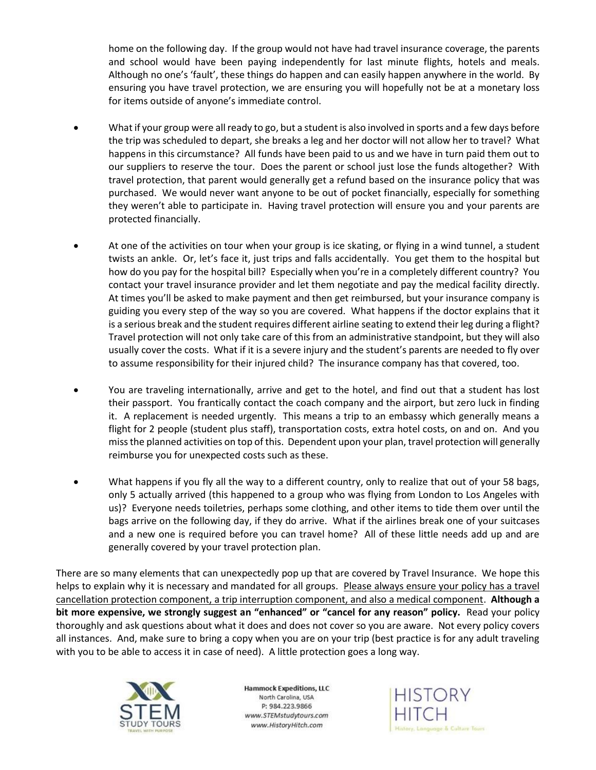home on the following day. If the group would not have had travel insurance coverage, the parents and school would have been paying independently for last minute flights, hotels and meals. Although no one's 'fault', these things do happen and can easily happen anywhere in the world. By ensuring you have travel protection, we are ensuring you will hopefully not be at a monetary loss for items outside of anyone's immediate control.

- What if your group were all ready to go, but a student is also involved in sports and a few days before the trip was scheduled to depart, she breaks a leg and her doctor will not allow her to travel? What happens in this circumstance? All funds have been paid to us and we have in turn paid them out to our suppliers to reserve the tour. Does the parent or school just lose the funds altogether? With travel protection, that parent would generally get a refund based on the insurance policy that was purchased. We would never want anyone to be out of pocket financially, especially for something they weren't able to participate in. Having travel protection will ensure you and your parents are protected financially.

- At one of the activities on tour when your group is ice skating, or flying in a wind tunnel, a student twists an ankle. Or, let's face it, just trips and falls accidentally. You get them to the hospital but how do you pay for the hospital bill? Especially when you're in a completely different country? You contact your travel insurance provider and let them negotiate and pay the medical facility directly. At times you'll be asked to make payment and then get reimbursed, but your insurance company is guiding you every step of the way so you are covered. What happens if the doctor explains that it is a serious break and the student requires different airline seating to extend their leg during a flight? Travel protection will not only take care of this from an administrative standpoint, but they will also usually cover the costs. What if it is a severe injury and the student's parents are needed to fly over to assume responsibility for their injured child? The insurance company has that covered, too.

- You are traveling internationally, arrive and get to the hotel, and find out that a student has lost their passport. You frantically contact the coach company and the airport, but zero luck in finding it. A replacement is needed urgently. This means a trip to an embassy which generally means a flight for 2 people (student plus staff), transportation costs, extra hotel costs, on and on. And you miss the planned activities on top of this. Dependent upon your plan, travel protection will generally reimburse you for unexpected costs such as these.

- What happens if you fly all the way to a different country, only to realize that out of your 58 bags, only 5 actually arrived (this happened to a group who was flying from London to Los Angeles with us)? Everyone needs toiletries, perhaps some clothing, and other items to tide them over until the bags arrive on the following day, if they do arrive. What if the airlines break one of your suitcases and a new one is required before you can travel home? All of these little needs add up and are generally covered by your travel protection plan.

There are so many elements that can unexpectedly pop up that are covered by Travel Insurance. We hope this helps to explain why it is necessary and mandated for all groups. Please always ensure your policy has a travel cancellation protection component, a trip interruption component, and also a medical component. **Although a bit more expensive, we strongly suggest an "enhanced" or "cancel for any reason" policy.** Read your policy thoroughly and ask questions about what it does and does not cover so you are aware. Not every policy covers all instances. And, make sure to bring a copy when you are on your trip (best practice is for any adult traveling with you to be able to access it in case of need). A little protection goes a long way.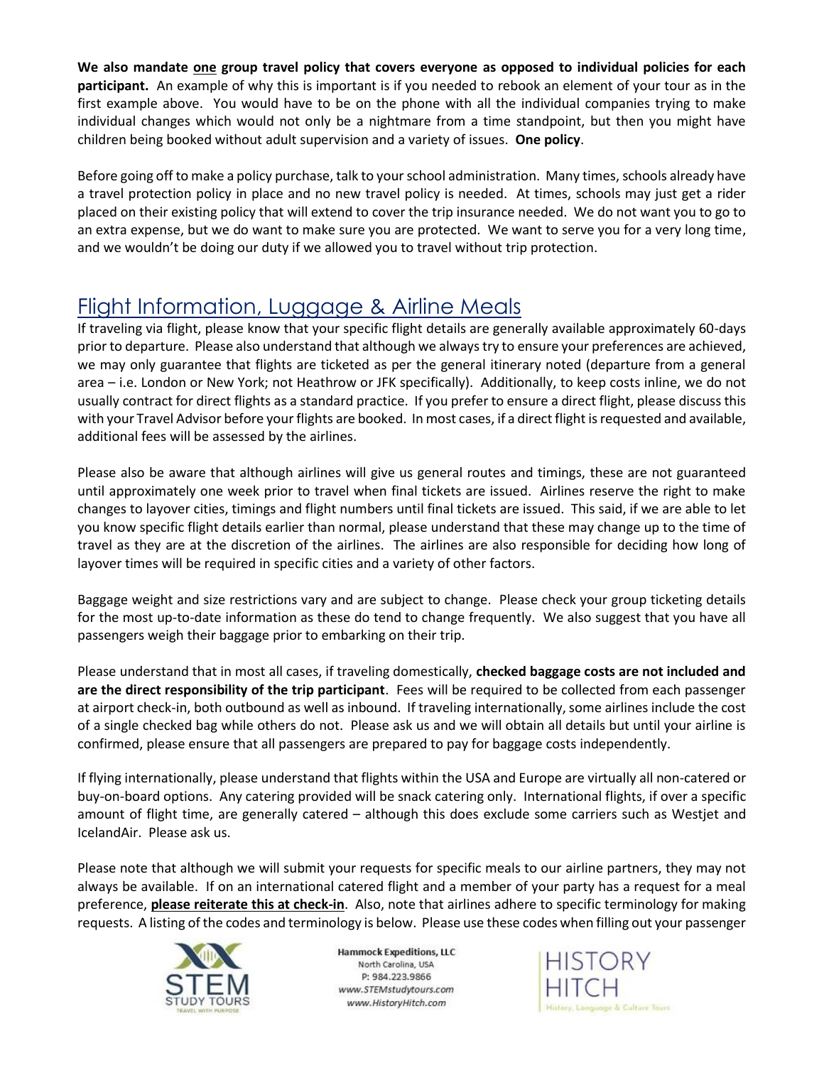**We also mandate <u>one</u> group travel policy that covers everyone as opposed to individual policies for each participant.** An example of why this is important is if you needed to rebook an element of your tour as in the first example above. You would have to be on the phone with all the individual companies trying to make individual changes which would not only be a nightmare from a time standpoint, but then you might have children being booked without adult supervision and a variety of issues. **One policy**.

Before going off to make a policy purchase, talk to your school administration. Many times, schools already have a travel protection policy in place and no new travel policy is needed. At times, schools may just get a rider placed on their existing policy that will extend to cover the trip insurance needed. We do not want you to go to an extra expense, but we do want to make sure you are protected. We want to serve you for a very long time, and we wouldn't be doing our duty if we allowed you to travel without trip protection.

## Flight Information, Luggage & Airline Meals

If traveling via flight, please know that your specific flight details are generally available approximately 60-days prior to departure. Please also understand that although we always try to ensure your preferences are achieved, we may only guarantee that flights are ticketed as per the general itinerary noted (departure from a general area – i.e. London or New York; not Heathrow or JFK specifically). Additionally, to keep costs inline, we do not usually contract for direct flights as a standard practice. If you prefer to ensure a direct flight, please discuss this with your Travel Advisor before your flights are booked. In most cases, if a direct flight is requested and available, additional fees will be assessed by the airlines.

Please also be aware that although airlines will give us general routes and timings, these are not guaranteed until approximately one week prior to travel when final tickets are issued. Airlines reserve the right to make changes to layover cities, timings and flight numbers until final tickets are issued. This said, if we are able to let you know specific flight details earlier than normal, please understand that these may change up to the time of travel as they are at the discretion of the airlines. The airlines are also responsible for deciding how long of layover times will be required in specific cities and a variety of other factors.

Baggage weight and size restrictions vary and are subject to change. Please check your group ticketing details for the most up-to-date information as these do tend to change frequently. We also suggest that you have all passengers weigh their baggage prior to embarking on their trip.

Please understand that in most all cases, if traveling domestically, **checked baggage costs are not included and are the direct responsibility of the trip participant**. Fees will be required to be collected from each passenger at airport check-in, both outbound as well as inbound. If traveling internationally, some airlines include the cost of a single checked bag while others do not. Please ask us and we will obtain all details but until your airline is confirmed, please ensure that all passengers are prepared to pay for baggage costs independently.

If flying internationally, please understand that flights within the USA and Europe are virtually all non-catered or buy-on-board options. Any catering provided will be snack catering only. International flights, if over a specific amount of flight time, are generally catered – although this does exclude some carriers such as Westjet and IcelandAir. Please ask us.

Please note that although we will submit your requests for specific meals to our airline partners, they may not always be available. If on an international catered flight and a member of your party has a request for a meal preference, **<u>please reiterate this at check-in</u>**. Also, note that airlines adhere to specific terminology for making requests. A listing of the codes and terminology is below. Please use these codes when filling out your passenger

Hammock Expeditions, LLC
North Carolina, USA
P: 984.223.9866
www.STEMstudytours.com
www.HistoryHitch.com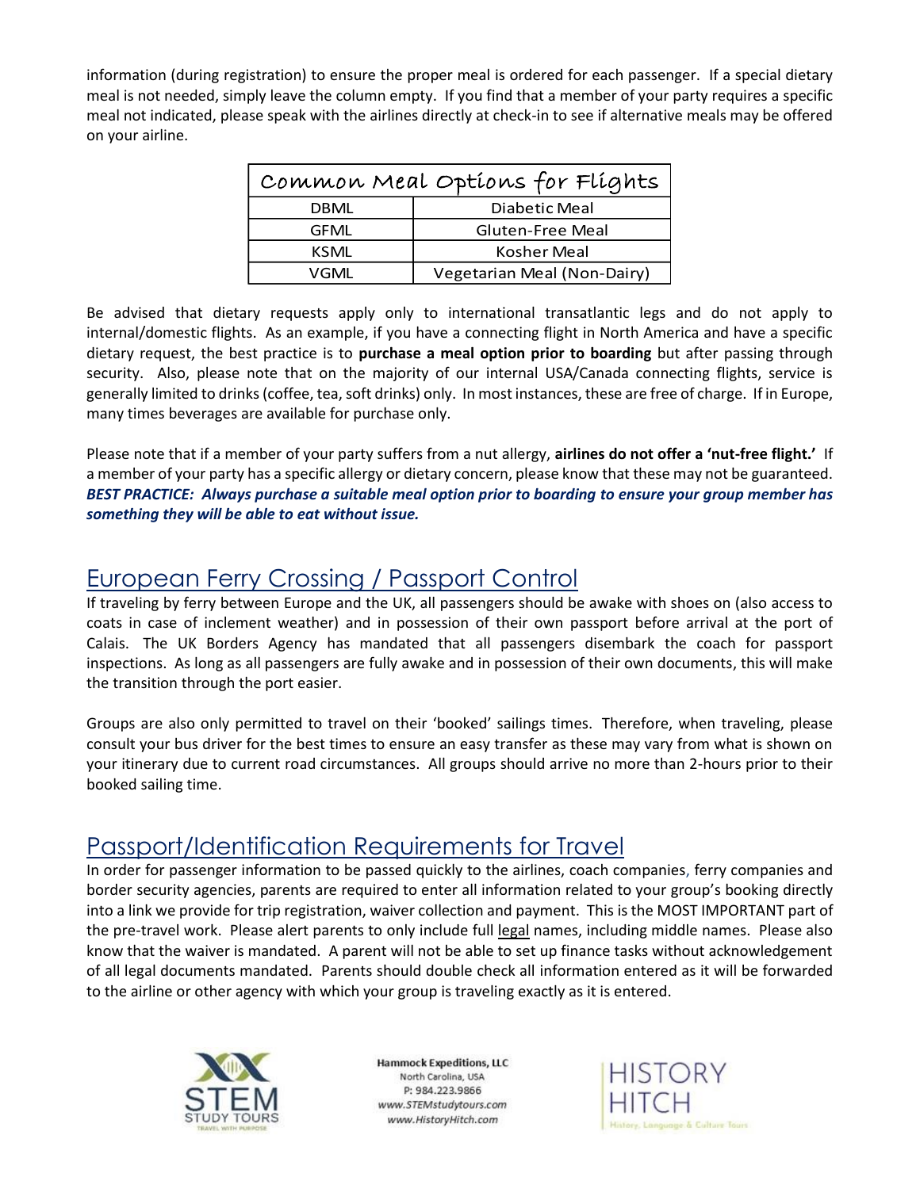information (during registration) to ensure the proper meal is ordered for each passenger. If a special dietary meal is not needed, simply leave the column empty. If you find that a member of your party requires a specific meal not indicated, please speak with the airlines directly at check-in to see if alternative meals may be offered on your airline.

| Common Meal Options for Flights | |
|---|---|
| DBML | Diabetic Meal |
| GFML | Gluten-Free Meal |
| KSML | Kosher Meal |
| VGML | Vegetarian Meal (Non-Dairy) |

Be advised that dietary requests apply only to international transatlantic legs and do not apply to internal/domestic flights. As an example, if you have a connecting flight in North America and have a specific dietary request, the best practice is to **purchase a meal option prior to boarding** but after passing through security. Also, please note that on the majority of our internal USA/Canada connecting flights, service is generally limited to drinks (coffee, tea, soft drinks) only. In most instances, these are free of charge. If in Europe, many times beverages are available for purchase only.

Please note that if a member of your party suffers from a nut allergy, **airlines do not offer a 'nut-free flight.'** If a member of your party has a specific allergy or dietary concern, please know that these may not be guaranteed. ***BEST PRACTICE: Always purchase a suitable meal option prior to boarding to ensure your group member has something they will be able to eat without issue.***

## European Ferry Crossing / Passport Control

If traveling by ferry between Europe and the UK, all passengers should be awake with shoes on (also access to coats in case of inclement weather) and in possession of their own passport before arrival at the port of Calais. The UK Borders Agency has mandated that all passengers disembark the coach for passport inspections. As long as all passengers are fully awake and in possession of their own documents, this will make the transition through the port easier.

Groups are also only permitted to travel on their 'booked' sailings times. Therefore, when traveling, please consult your bus driver for the best times to ensure an easy transfer as these may vary from what is shown on your itinerary due to current road circumstances. All groups should arrive no more than 2-hours prior to their booked sailing time.

## Passport/Identification Requirements for Travel

In order for passenger information to be passed quickly to the airlines, coach companies, ferry companies and border security agencies, parents are required to enter all information related to your group's booking directly into a link we provide for trip registration, waiver collection and payment. This is the MOST IMPORTANT part of the pre-travel work. Please alert parents to only include full legal names, including middle names. Please also know that the waiver is mandated. A parent will not be able to set up finance tasks without acknowledgement of all legal documents mandated. Parents should double check all information entered as it will be forwarded to the airline or other agency with which your group is traveling exactly as it is entered.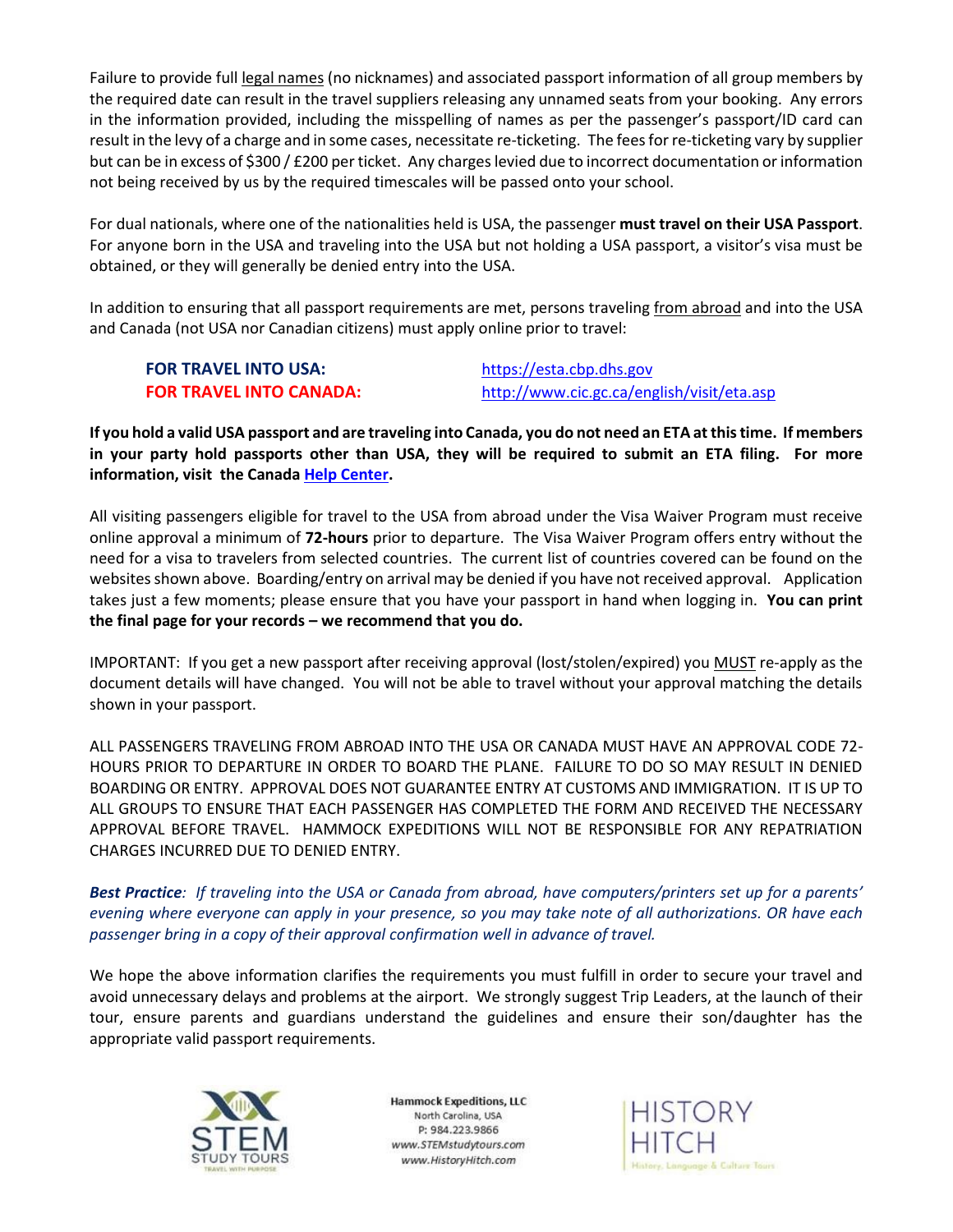Failure to provide full legal names (no nicknames) and associated passport information of all group members by the required date can result in the travel suppliers releasing any unnamed seats from your booking. Any errors in the information provided, including the misspelling of names as per the passenger's passport/ID card can result in the levy of a charge and in some cases, necessitate re-ticketing. The fees for re-ticketing vary by supplier but can be in excess of $300 / £200 per ticket. Any charges levied due to incorrect documentation or information not being received by us by the required timescales will be passed onto your school.

For dual nationals, where one of the nationalities held is USA, the passenger **must travel on their USA Passport**. For anyone born in the USA and traveling into the USA but not holding a USA passport, a visitor's visa must be obtained, or they will generally be denied entry into the USA.

In addition to ensuring that all passport requirements are met, persons traveling from abroad and into the USA and Canada (not USA nor Canadian citizens) must apply online prior to travel:

**FOR TRAVEL INTO USA:** https://esta.cbp.dhs.gov
**FOR TRAVEL INTO CANADA:** http://www.cic.gc.ca/english/visit/eta.asp

**If you hold a valid USA passport and are traveling into Canada, you do not need an ETA at this time. If members in your party hold passports other than USA, they will be required to submit an ETA filing. For more information, visit the Canada Help Center.**

All visiting passengers eligible for travel to the USA from abroad under the Visa Waiver Program must receive online approval a minimum of **72-hours** prior to departure. The Visa Waiver Program offers entry without the need for a visa to travelers from selected countries. The current list of countries covered can be found on the websites shown above. Boarding/entry on arrival may be denied if you have not received approval. Application takes just a few moments; please ensure that you have your passport in hand when logging in. **You can print the final page for your records – we recommend that you do.**

IMPORTANT: If you get a new passport after receiving approval (lost/stolen/expired) you MUST re-apply as the document details will have changed. You will not be able to travel without your approval matching the details shown in your passport.

ALL PASSENGERS TRAVELING FROM ABROAD INTO THE USA OR CANADA MUST HAVE AN APPROVAL CODE 72-HOURS PRIOR TO DEPARTURE IN ORDER TO BOARD THE PLANE. FAILURE TO DO SO MAY RESULT IN DENIED BOARDING OR ENTRY. APPROVAL DOES NOT GUARANTEE ENTRY AT CUSTOMS AND IMMIGRATION. IT IS UP TO ALL GROUPS TO ENSURE THAT EACH PASSENGER HAS COMPLETED THE FORM AND RECEIVED THE NECESSARY APPROVAL BEFORE TRAVEL. HAMMOCK EXPEDITIONS WILL NOT BE RESPONSIBLE FOR ANY REPATRIATION CHARGES INCURRED DUE TO DENIED ENTRY.

***Best Practice**: If traveling into the USA or Canada from abroad, have computers/printers set up for a parents' evening where everyone can apply in your presence, so you may take note of all authorizations. OR have each passenger bring in a copy of their approval confirmation well in advance of travel.*

We hope the above information clarifies the requirements you must fulfill in order to secure your travel and avoid unnecessary delays and problems at the airport. We strongly suggest Trip Leaders, at the launch of their tour, ensure parents and guardians understand the guidelines and ensure their son/daughter has the appropriate valid passport requirements.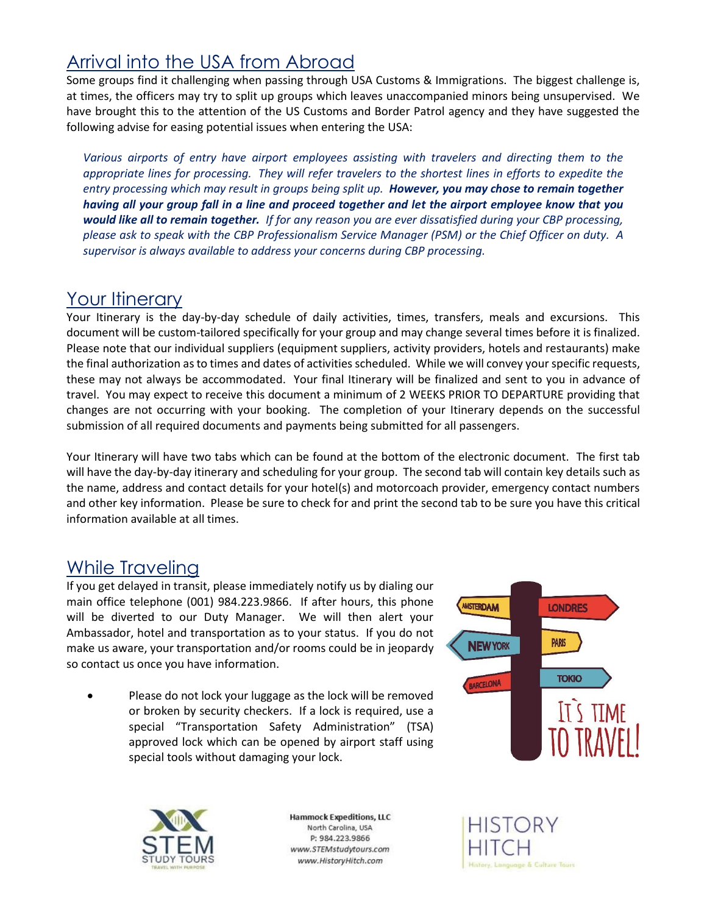## Arrival into the USA from Abroad

Some groups find it challenging when passing through USA Customs & Immigrations. The biggest challenge is, at times, the officers may try to split up groups which leaves unaccompanied minors being unsupervised. We have brought this to the attention of the US Customs and Border Patrol agency and they have suggested the following advise for easing potential issues when entering the USA:

> *Various airports of entry have airport employees assisting with travelers and directing them to the appropriate lines for processing. They will refer travelers to the shortest lines in efforts to expedite the entry processing which may result in groups being split up.* ***However, you may chose to remain together having all your group fall in a line and proceed together and let the airport employee know that you would like all to remain together.*** *If for any reason you are ever dissatisfied during your CBP processing, please ask to speak with the CBP Professionalism Service Manager (PSM) or the Chief Officer on duty. A supervisor is always available to address your concerns during CBP processing.*

## Your Itinerary

Your Itinerary is the day-by-day schedule of daily activities, times, transfers, meals and excursions. This document will be custom-tailored specifically for your group and may change several times before it is finalized. Please note that our individual suppliers (equipment suppliers, activity providers, hotels and restaurants) make the final authorization as to times and dates of activities scheduled. While we will convey your specific requests, these may not always be accommodated. Your final Itinerary will be finalized and sent to you in advance of travel. You may expect to receive this document a minimum of 2 WEEKS PRIOR TO DEPARTURE providing that changes are not occurring with your booking. The completion of your Itinerary depends on the successful submission of all required documents and payments being submitted for all passengers.

Your Itinerary will have two tabs which can be found at the bottom of the electronic document. The first tab will have the day-by-day itinerary and scheduling for your group. The second tab will contain key details such as the name, address and contact details for your hotel(s) and motorcoach provider, emergency contact numbers and other key information. Please be sure to check for and print the second tab to be sure you have this critical information available at all times.

## While Traveling

If you get delayed in transit, please immediately notify us by dialing our main office telephone (001) 984.223.9866. If after hours, this phone will be diverted to our Duty Manager. We will then alert your Ambassador, hotel and transportation as to your status. If you do not make us aware, your transportation and/or rooms could be in jeopardy so contact us once you have information.

- Please do not lock your luggage as the lock will be removed or broken by security checkers. If a lock is required, use a special "Transportation Safety Administration" (TSA) approved lock which can be opened by airport staff using special tools without damaging your lock.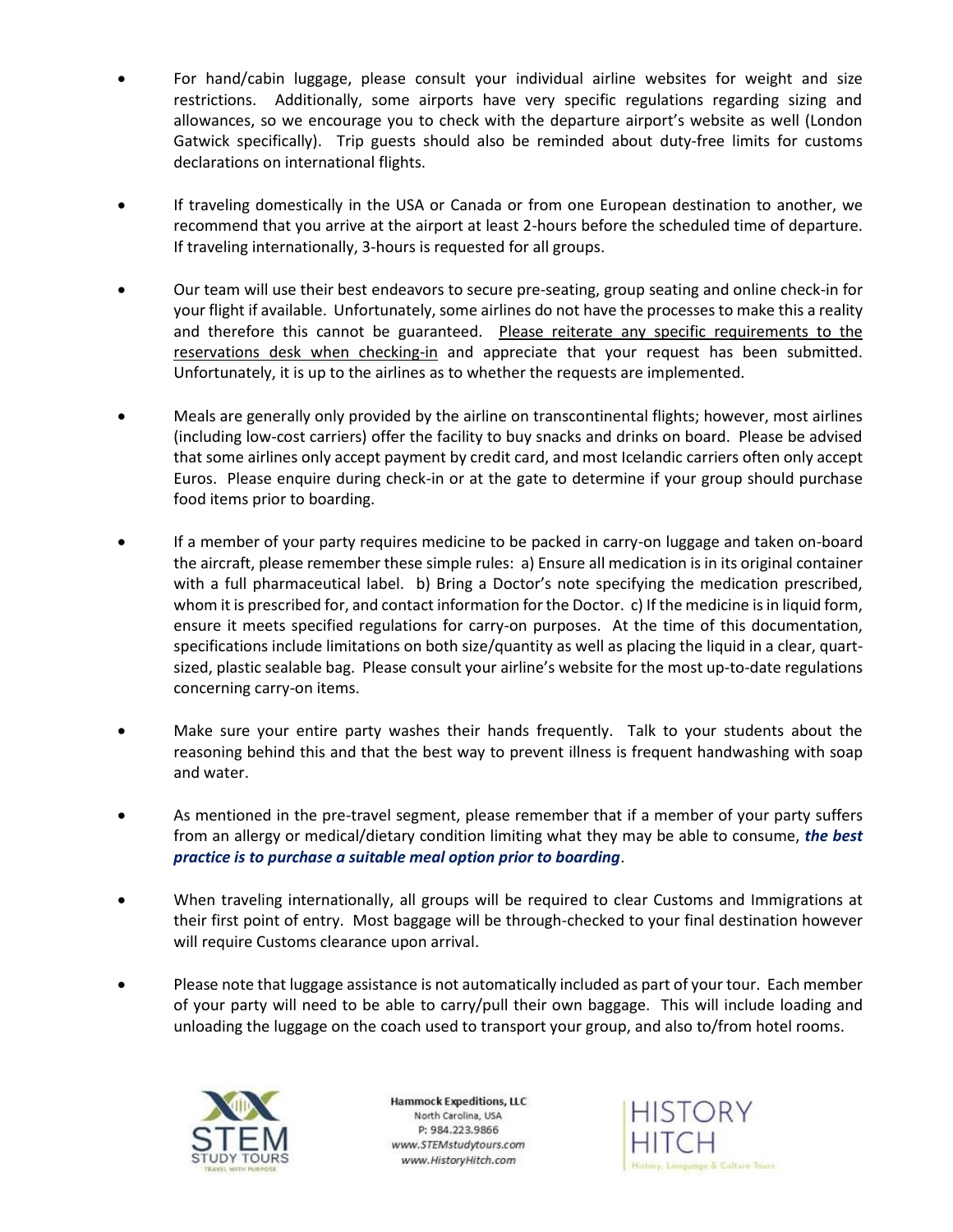- For hand/cabin luggage, please consult your individual airline websites for weight and size restrictions. Additionally, some airports have very specific regulations regarding sizing and allowances, so we encourage you to check with the departure airport's website as well (London Gatwick specifically). Trip guests should also be reminded about duty-free limits for customs declarations on international flights.

- If traveling domestically in the USA or Canada or from one European destination to another, we recommend that you arrive at the airport at least 2-hours before the scheduled time of departure. If traveling internationally, 3-hours is requested for all groups.

- Our team will use their best endeavors to secure pre-seating, group seating and online check-in for your flight if available. Unfortunately, some airlines do not have the processes to make this a reality and therefore this cannot be guaranteed. <u>Please reiterate any specific requirements to the reservations desk when checking-in</u> and appreciate that your request has been submitted. Unfortunately, it is up to the airlines as to whether the requests are implemented.

- Meals are generally only provided by the airline on transcontinental flights; however, most airlines (including low-cost carriers) offer the facility to buy snacks and drinks on board. Please be advised that some airlines only accept payment by credit card, and most Icelandic carriers often only accept Euros. Please enquire during check-in or at the gate to determine if your group should purchase food items prior to boarding.

- If a member of your party requires medicine to be packed in carry-on luggage and taken on-board the aircraft, please remember these simple rules: a) Ensure all medication is in its original container with a full pharmaceutical label. b) Bring a Doctor's note specifying the medication prescribed, whom it is prescribed for, and contact information for the Doctor. c) If the medicine is in liquid form, ensure it meets specified regulations for carry-on purposes. At the time of this documentation, specifications include limitations on both size/quantity as well as placing the liquid in a clear, quart-sized, plastic sealable bag. Please consult your airline's website for the most up-to-date regulations concerning carry-on items.

- Make sure your entire party washes their hands frequently. Talk to your students about the reasoning behind this and that the best way to prevent illness is frequent handwashing with soap and water.

- As mentioned in the pre-travel segment, please remember that if a member of your party suffers from an allergy or medical/dietary condition limiting what they may be able to consume, ***the best practice is to purchase a suitable meal option prior to boarding***.

- When traveling internationally, all groups will be required to clear Customs and Immigrations at their first point of entry. Most baggage will be through-checked to your final destination however will require Customs clearance upon arrival.

- Please note that luggage assistance is not automatically included as part of your tour. Each member of your party will need to be able to carry/pull their own baggage. This will include loading and unloading the luggage on the coach used to transport your group, and also to/from hotel rooms.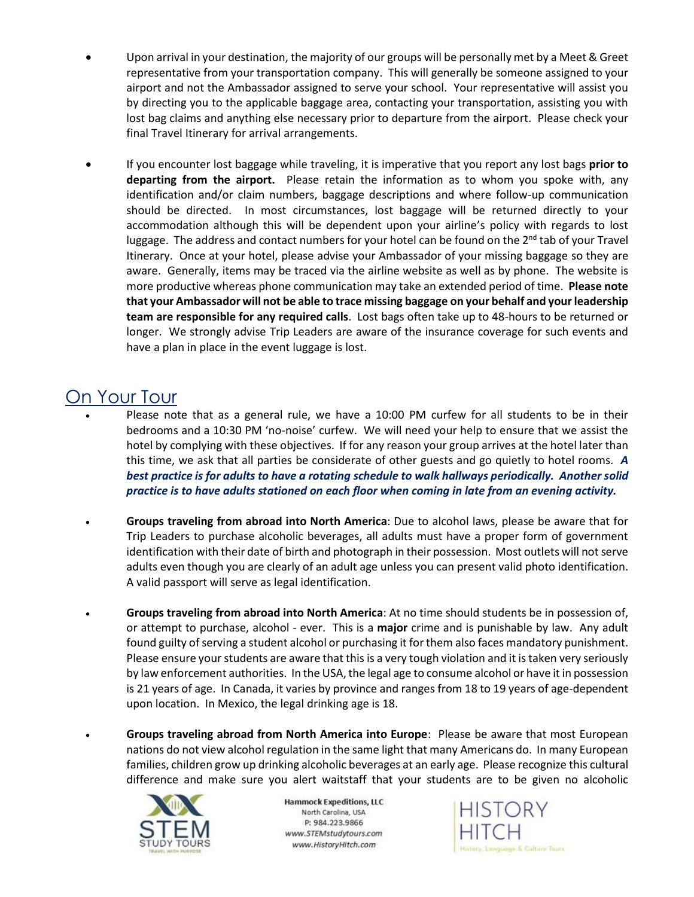- Upon arrival in your destination, the majority of our groups will be personally met by a Meet & Greet representative from your transportation company. This will generally be someone assigned to your airport and not the Ambassador assigned to serve your school. Your representative will assist you by directing you to the applicable baggage area, contacting your transportation, assisting you with lost bag claims and anything else necessary prior to departure from the airport. Please check your final Travel Itinerary for arrival arrangements.

- If you encounter lost baggage while traveling, it is imperative that you report any lost bags **prior to departing from the airport.** Please retain the information as to whom you spoke with, any identification and/or claim numbers, baggage descriptions and where follow-up communication should be directed. In most circumstances, lost baggage will be returned directly to your accommodation although this will be dependent upon your airline's policy with regards to lost luggage. The address and contact numbers for your hotel can be found on the 2nd tab of your Travel Itinerary. Once at your hotel, please advise your Ambassador of your missing baggage so they are aware. Generally, items may be traced via the airline website as well as by phone. The website is more productive whereas phone communication may take an extended period of time. **Please note that your Ambassador will not be able to trace missing baggage on your behalf and your leadership team are responsible for any required calls**. Lost bags often take up to 48-hours to be returned or longer. We strongly advise Trip Leaders are aware of the insurance coverage for such events and have a plan in place in the event luggage is lost.

## On Your Tour

- Please note that as a general rule, we have a 10:00 PM curfew for all students to be in their bedrooms and a 10:30 PM 'no-noise' curfew. We will need your help to ensure that we assist the hotel by complying with these objectives. If for any reason your group arrives at the hotel later than this time, we ask that all parties be considerate of other guests and go quietly to hotel rooms. ***A best practice is for adults to have a rotating schedule to walk hallways periodically. Another solid practice is to have adults stationed on each floor when coming in late from an evening activity.***

- **Groups traveling from abroad into North America**: Due to alcohol laws, please be aware that for Trip Leaders to purchase alcoholic beverages, all adults must have a proper form of government identification with their date of birth and photograph in their possession. Most outlets will not serve adults even though you are clearly of an adult age unless you can present valid photo identification. A valid passport will serve as legal identification.

- **Groups traveling from abroad into North America**: At no time should students be in possession of, or attempt to purchase, alcohol - ever. This is a **major** crime and is punishable by law. Any adult found guilty of serving a student alcohol or purchasing it for them also faces mandatory punishment. Please ensure your students are aware that this is a very tough violation and it is taken very seriously by law enforcement authorities. In the USA, the legal age to consume alcohol or have it in possession is 21 years of age. In Canada, it varies by province and ranges from 18 to 19 years of age-dependent upon location. In Mexico, the legal drinking age is 18.

- **Groups traveling abroad from North America into Europe**: Please be aware that most European nations do not view alcohol regulation in the same light that many Americans do. In many European families, children grow up drinking alcoholic beverages at an early age. Please recognize this cultural difference and make sure you alert waitstaff that your students are to be given no alcoholic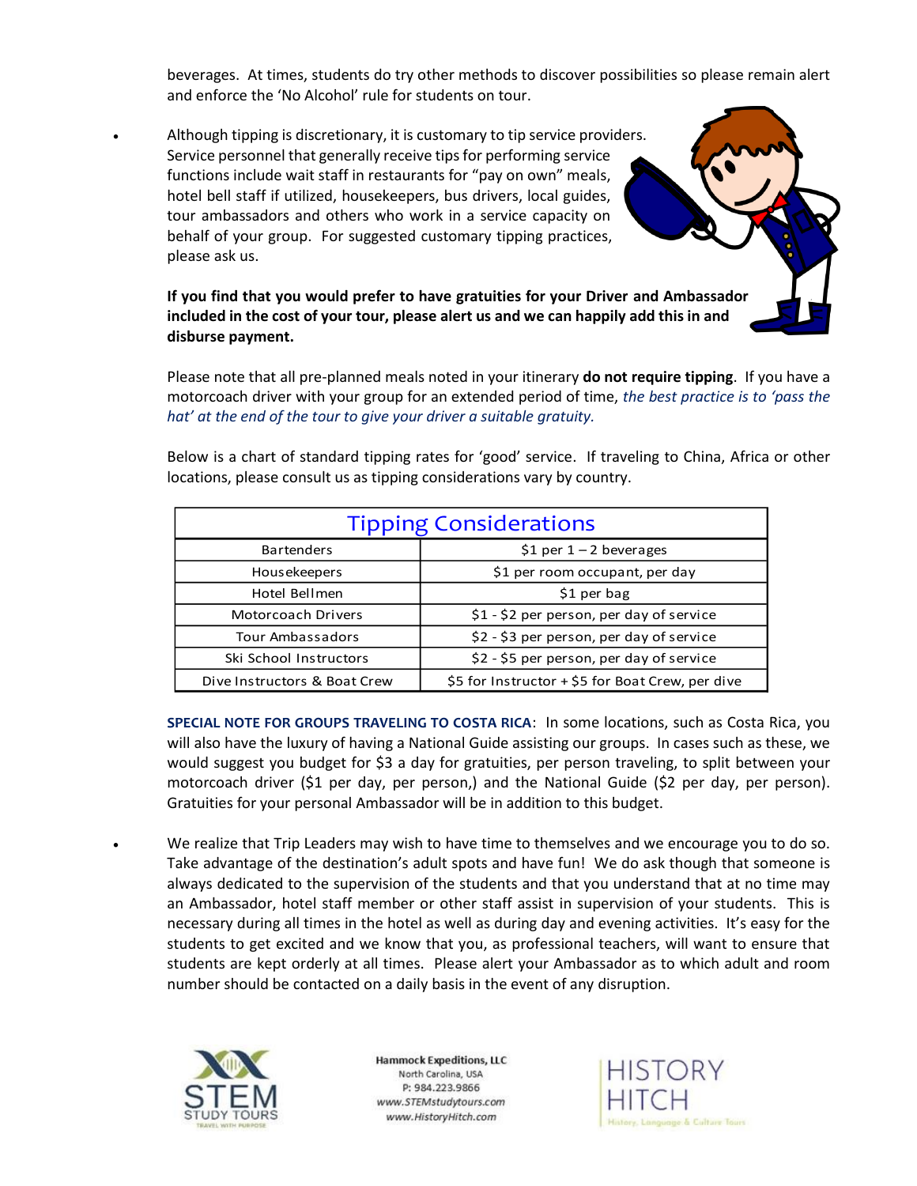beverages. At times, students do try other methods to discover possibilities so please remain alert and enforce the 'No Alcohol' rule for students on tour.

- Although tipping is discretionary, it is customary to tip service providers. Service personnel that generally receive tips for performing service functions include wait staff in restaurants for "pay on own" meals, hotel bell staff if utilized, housekeepers, bus drivers, local guides, tour ambassadors and others who work in a service capacity on behalf of your group. For suggested customary tipping practices, please ask us.

  **If you find that you would prefer to have gratuities for your Driver and Ambassador included in the cost of your tour, please alert us and we can happily add this in and disburse payment.**

  Please note that all pre-planned meals noted in your itinerary **do not require tipping**. If you have a motorcoach driver with your group for an extended period of time, *the best practice is to 'pass the hat' at the end of the tour to give your driver a suitable gratuity.*

  Below is a chart of standard tipping rates for 'good' service. If traveling to China, Africa or other locations, please consult us as tipping considerations vary by country.

| Tipping Considerations | |
|---|---|
| Bartenders | $1 per 1 – 2 beverages |
| Housekeepers | $1 per room occupant, per day |
| Hotel Bellmen | $1 per bag |
| Motorcoach Drivers | $1 - $2 per person, per day of service |
| Tour Ambassadors | $2 - $3 per person, per day of service |
| Ski School Instructors | $2 - $5 per person, per day of service |
| Dive Instructors & Boat Crew | $5 for Instructor + $5 for Boat Crew, per dive |

  **SPECIAL NOTE FOR GROUPS TRAVELING TO COSTA RICA**: In some locations, such as Costa Rica, you will also have the luxury of having a National Guide assisting our groups. In cases such as these, we would suggest you budget for $3 a day for gratuities, per person traveling, to split between your motorcoach driver ($1 per day, per person,) and the National Guide ($2 per day, per person). Gratuities for your personal Ambassador will be in addition to this budget.

- We realize that Trip Leaders may wish to have time to themselves and we encourage you to do so. Take advantage of the destination's adult spots and have fun! We do ask though that someone is always dedicated to the supervision of the students and that you understand that at no time may an Ambassador, hotel staff member or other staff assist in supervision of your students. This is necessary during all times in the hotel as well as during day and evening activities. It's easy for the students to get excited and we know that you, as professional teachers, will want to ensure that students are kept orderly at all times. Please alert your Ambassador as to which adult and room number should be contacted on a daily basis in the event of any disruption.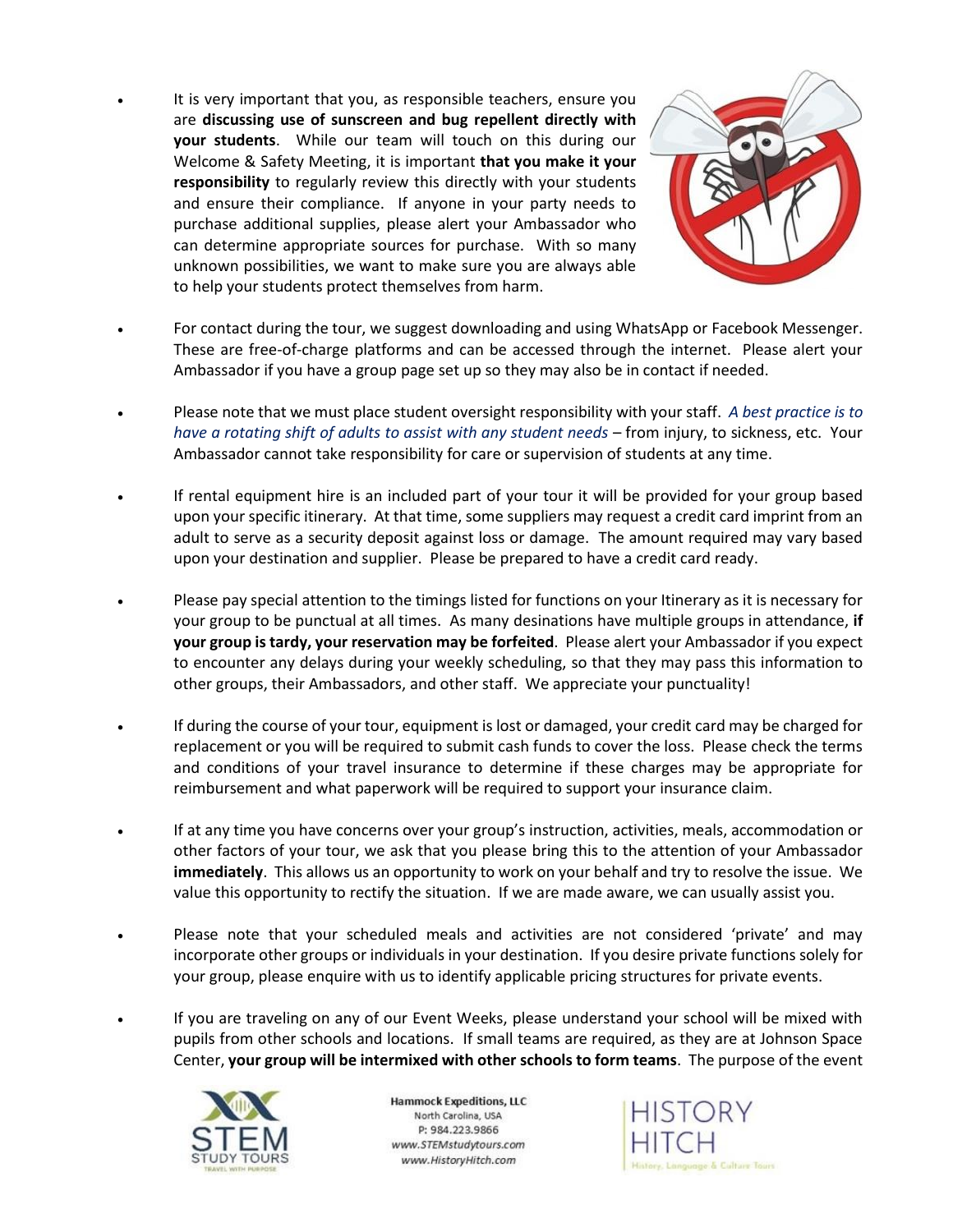- It is very important that you, as responsible teachers, ensure you are **discussing use of sunscreen and bug repellent directly with your students**. While our team will touch on this during our Welcome & Safety Meeting, it is important **that you make it your responsibility** to regularly review this directly with your students and ensure their compliance. If anyone in your party needs to purchase additional supplies, please alert your Ambassador who can determine appropriate sources for purchase. With so many unknown possibilities, we want to make sure you are always able to help your students protect themselves from harm.

- For contact during the tour, we suggest downloading and using WhatsApp or Facebook Messenger. These are free-of-charge platforms and can be accessed through the internet. Please alert your Ambassador if you have a group page set up so they may also be in contact if needed.

- Please note that we must place student oversight responsibility with your staff. *A best practice is to have a rotating shift of adults to assist with any student needs* – from injury, to sickness, etc. Your Ambassador cannot take responsibility for care or supervision of students at any time.

- If rental equipment hire is an included part of your tour it will be provided for your group based upon your specific itinerary. At that time, some suppliers may request a credit card imprint from an adult to serve as a security deposit against loss or damage. The amount required may vary based upon your destination and supplier. Please be prepared to have a credit card ready.

- Please pay special attention to the timings listed for functions on your Itinerary as it is necessary for your group to be punctual at all times. As many desinations have multiple groups in attendance, **if your group is tardy, your reservation may be forfeited**. Please alert your Ambassador if you expect to encounter any delays during your weekly scheduling, so that they may pass this information to other groups, their Ambassadors, and other staff. We appreciate your punctuality!

- If during the course of your tour, equipment is lost or damaged, your credit card may be charged for replacement or you will be required to submit cash funds to cover the loss. Please check the terms and conditions of your travel insurance to determine if these charges may be appropriate for reimbursement and what paperwork will be required to support your insurance claim.

- If at any time you have concerns over your group's instruction, activities, meals, accommodation or other factors of your tour, we ask that you please bring this to the attention of your Ambassador **immediately**. This allows us an opportunity to work on your behalf and try to resolve the issue. We value this opportunity to rectify the situation. If we are made aware, we can usually assist you.

- Please note that your scheduled meals and activities are not considered 'private' and may incorporate other groups or individuals in your destination. If you desire private functions solely for your group, please enquire with us to identify applicable pricing structures for private events.

- If you are traveling on any of our Event Weeks, please understand your school will be mixed with pupils from other schools and locations. If small teams are required, as they are at Johnson Space Center, **your group will be intermixed with other schools to form teams**. The purpose of the event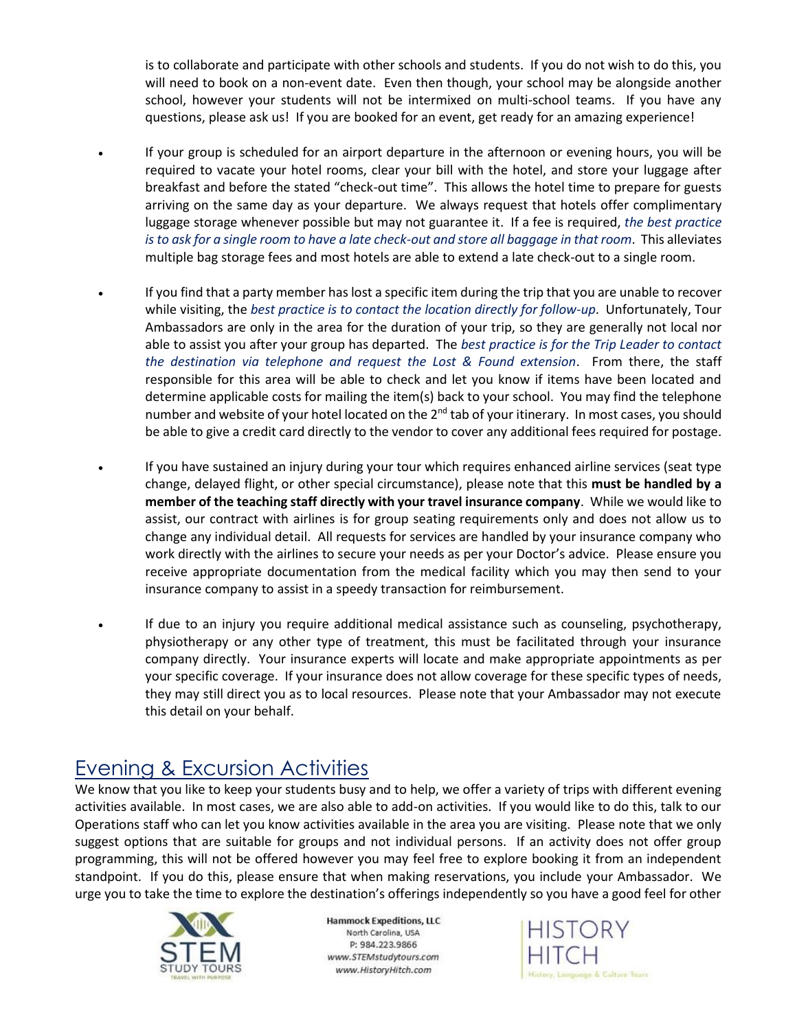is to collaborate and participate with other schools and students. If you do not wish to do this, you will need to book on a non-event date. Even then though, your school may be alongside another school, however your students will not be intermixed on multi-school teams. If you have any questions, please ask us! If you are booked for an event, get ready for an amazing experience!

- If your group is scheduled for an airport departure in the afternoon or evening hours, you will be required to vacate your hotel rooms, clear your bill with the hotel, and store your luggage after breakfast and before the stated "check-out time". This allows the hotel time to prepare for guests arriving on the same day as your departure. We always request that hotels offer complimentary luggage storage whenever possible but may not guarantee it. If a fee is required, *the best practice is to ask for a single room to have a late check-out and store all baggage in that room*. This alleviates multiple bag storage fees and most hotels are able to extend a late check-out to a single room.

- If you find that a party member has lost a specific item during the trip that you are unable to recover while visiting, the *best practice is to contact the location directly for follow-up*. Unfortunately, Tour Ambassadors are only in the area for the duration of your trip, so they are generally not local nor able to assist you after your group has departed. The *best practice is for the Trip Leader to contact the destination via telephone and request the Lost & Found extension*. From there, the staff responsible for this area will be able to check and let you know if items have been located and determine applicable costs for mailing the item(s) back to your school. You may find the telephone number and website of your hotel located on the 2nd tab of your itinerary. In most cases, you should be able to give a credit card directly to the vendor to cover any additional fees required for postage.

- If you have sustained an injury during your tour which requires enhanced airline services (seat type change, delayed flight, or other special circumstance), please note that this **must be handled by a member of the teaching staff directly with your travel insurance company**. While we would like to assist, our contract with airlines is for group seating requirements only and does not allow us to change any individual detail. All requests for services are handled by your insurance company who work directly with the airlines to secure your needs as per your Doctor's advice. Please ensure you receive appropriate documentation from the medical facility which you may then send to your insurance company to assist in a speedy transaction for reimbursement.

- If due to an injury you require additional medical assistance such as counseling, psychotherapy, physiotherapy or any other type of treatment, this must be facilitated through your insurance company directly. Your insurance experts will locate and make appropriate appointments as per your specific coverage. If your insurance does not allow coverage for these specific types of needs, they may still direct you as to local resources. Please note that your Ambassador may not execute this detail on your behalf.

## Evening & Excursion Activities

We know that you like to keep your students busy and to help, we offer a variety of trips with different evening activities available. In most cases, we are also able to add-on activities. If you would like to do this, talk to our Operations staff who can let you know activities available in the area you are visiting. Please note that we only suggest options that are suitable for groups and not individual persons. If an activity does not offer group programming, this will not be offered however you may feel free to explore booking it from an independent standpoint. If you do this, please ensure that when making reservations, you include your Ambassador. We urge you to take the time to explore the destination's offerings independently so you have a good feel for other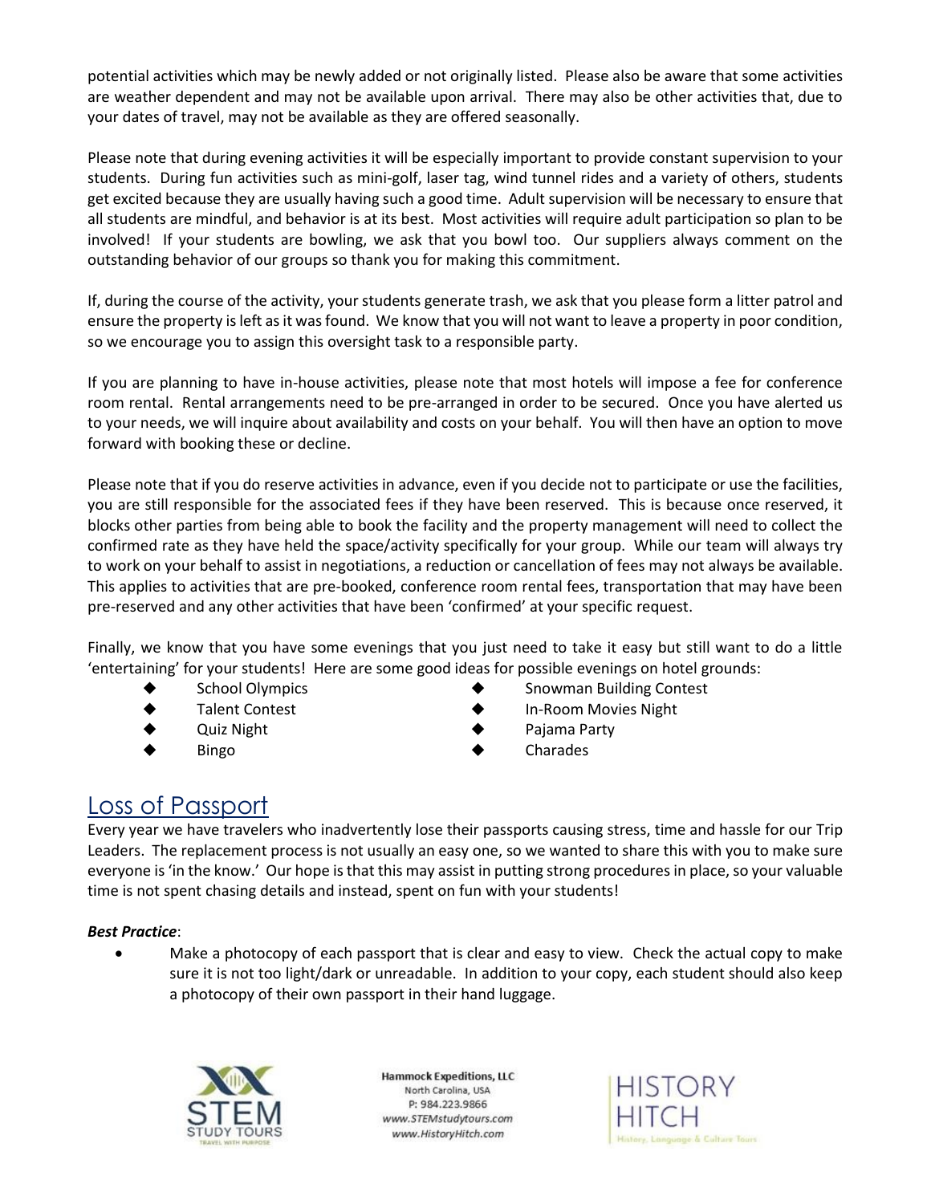potential activities which may be newly added or not originally listed. Please also be aware that some activities are weather dependent and may not be available upon arrival. There may also be other activities that, due to your dates of travel, may not be available as they are offered seasonally.

Please note that during evening activities it will be especially important to provide constant supervision to your students. During fun activities such as mini-golf, laser tag, wind tunnel rides and a variety of others, students get excited because they are usually having such a good time. Adult supervision will be necessary to ensure that all students are mindful, and behavior is at its best. Most activities will require adult participation so plan to be involved! If your students are bowling, we ask that you bowl too. Our suppliers always comment on the outstanding behavior of our groups so thank you for making this commitment.

If, during the course of the activity, your students generate trash, we ask that you please form a litter patrol and ensure the property is left as it was found. We know that you will not want to leave a property in poor condition, so we encourage you to assign this oversight task to a responsible party.

If you are planning to have in-house activities, please note that most hotels will impose a fee for conference room rental. Rental arrangements need to be pre-arranged in order to be secured. Once you have alerted us to your needs, we will inquire about availability and costs on your behalf. You will then have an option to move forward with booking these or decline.

Please note that if you do reserve activities in advance, even if you decide not to participate or use the facilities, you are still responsible for the associated fees if they have been reserved. This is because once reserved, it blocks other parties from being able to book the facility and the property management will need to collect the confirmed rate as they have held the space/activity specifically for your group. While our team will always try to work on your behalf to assist in negotiations, a reduction or cancellation of fees may not always be available. This applies to activities that are pre-booked, conference room rental fees, transportation that may have been pre-reserved and any other activities that have been 'confirmed' at your specific request.

Finally, we know that you have some evenings that you just need to take it easy but still want to do a little 'entertaining' for your students! Here are some good ideas for possible evenings on hotel grounds:

- School Olympics
- Talent Contest
- Quiz Night
- Bingo
- Snowman Building Contest
- In-Room Movies Night
- Pajama Party
- Charades

## Loss of Passport

Every year we have travelers who inadvertently lose their passports causing stress, time and hassle for our Trip Leaders. The replacement process is not usually an easy one, so we wanted to share this with you to make sure everyone is 'in the know.' Our hope is that this may assist in putting strong procedures in place, so your valuable time is not spent chasing details and instead, spent on fun with your students!

***Best Practice***:

- Make a photocopy of each passport that is clear and easy to view. Check the actual copy to make sure it is not too light/dark or unreadable. In addition to your copy, each student should also keep a photocopy of their own passport in their hand luggage.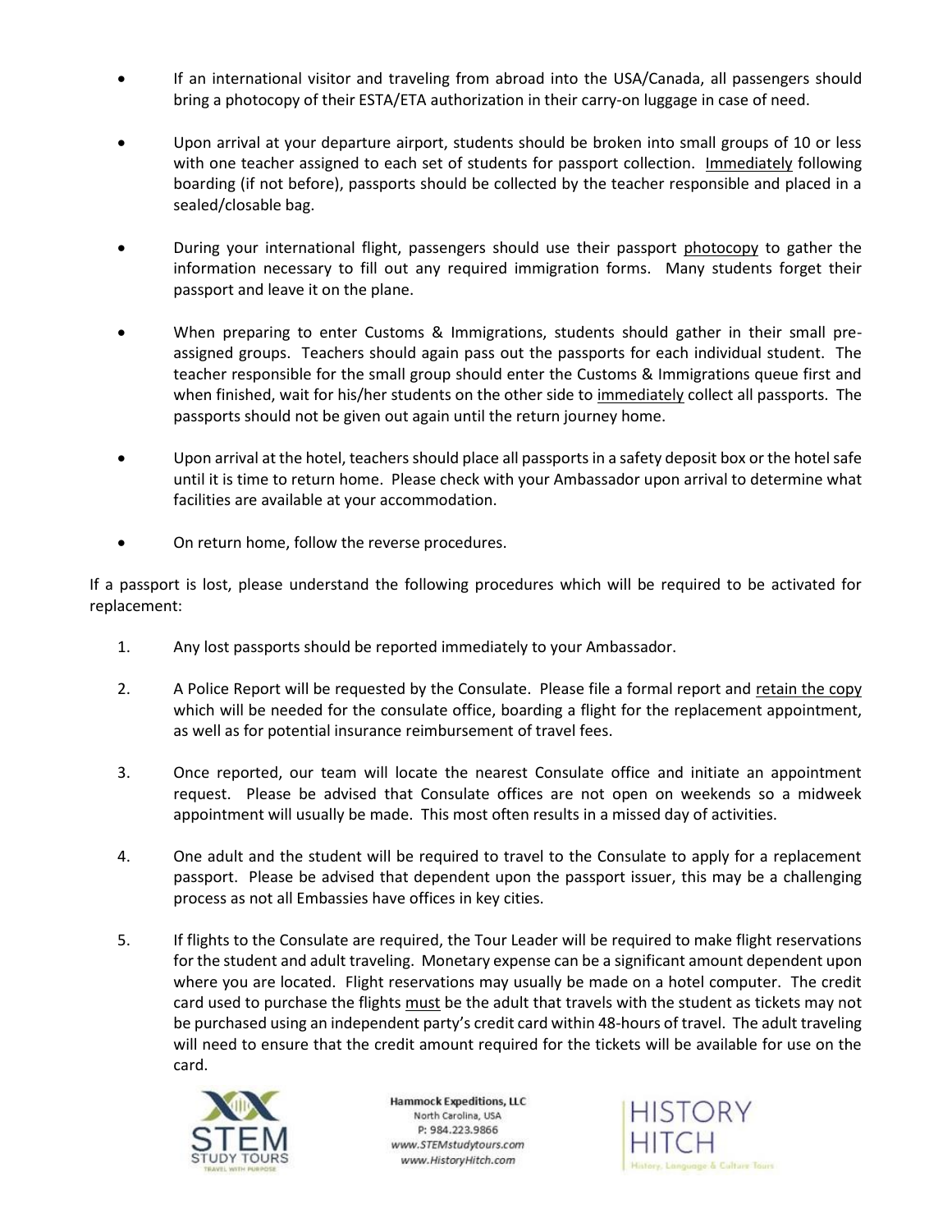- If an international visitor and traveling from abroad into the USA/Canada, all passengers should bring a photocopy of their ESTA/ETA authorization in their carry-on luggage in case of need.

- Upon arrival at your departure airport, students should be broken into small groups of 10 or less with one teacher assigned to each set of students for passport collection. Immediately following boarding (if not before), passports should be collected by the teacher responsible and placed in a sealed/closable bag.

- During your international flight, passengers should use their passport photocopy to gather the information necessary to fill out any required immigration forms. Many students forget their passport and leave it on the plane.

- When preparing to enter Customs & Immigrations, students should gather in their small pre-assigned groups. Teachers should again pass out the passports for each individual student. The teacher responsible for the small group should enter the Customs & Immigrations queue first and when finished, wait for his/her students on the other side to immediately collect all passports. The passports should not be given out again until the return journey home.

- Upon arrival at the hotel, teachers should place all passports in a safety deposit box or the hotel safe until it is time to return home. Please check with your Ambassador upon arrival to determine what facilities are available at your accommodation.

- On return home, follow the reverse procedures.

If a passport is lost, please understand the following procedures which will be required to be activated for replacement:

1. Any lost passports should be reported immediately to your Ambassador.

2. A Police Report will be requested by the Consulate. Please file a formal report and retain the copy which will be needed for the consulate office, boarding a flight for the replacement appointment, as well as for potential insurance reimbursement of travel fees.

3. Once reported, our team will locate the nearest Consulate office and initiate an appointment request. Please be advised that Consulate offices are not open on weekends so a midweek appointment will usually be made. This most often results in a missed day of activities.

4. One adult and the student will be required to travel to the Consulate to apply for a replacement passport. Please be advised that dependent upon the passport issuer, this may be a challenging process as not all Embassies have offices in key cities.

5. If flights to the Consulate are required, the Tour Leader will be required to make flight reservations for the student and adult traveling. Monetary expense can be a significant amount dependent upon where you are located. Flight reservations may usually be made on a hotel computer. The credit card used to purchase the flights must be the adult that travels with the student as tickets may not be purchased using an independent party's credit card within 48-hours of travel. The adult traveling will need to ensure that the credit amount required for the tickets will be available for use on the card.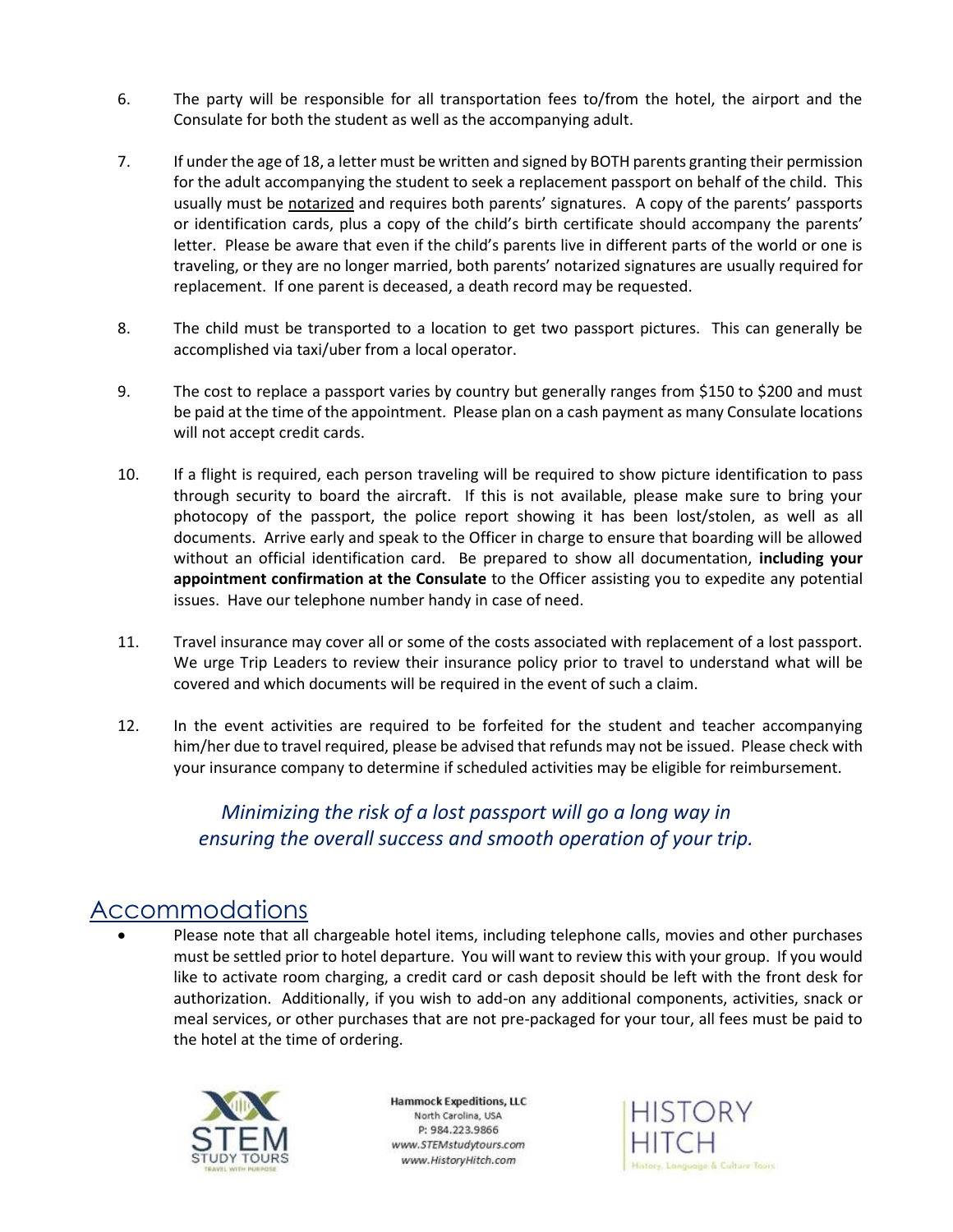6. The party will be responsible for all transportation fees to/from the hotel, the airport and the Consulate for both the student as well as the accompanying adult.

7. If under the age of 18, a letter must be written and signed by BOTH parents granting their permission for the adult accompanying the student to seek a replacement passport on behalf of the child. This usually must be notarized and requires both parents' signatures. A copy of the parents' passports or identification cards, plus a copy of the child's birth certificate should accompany the parents' letter. Please be aware that even if the child's parents live in different parts of the world or one is traveling, or they are no longer married, both parents' notarized signatures are usually required for replacement. If one parent is deceased, a death record may be requested.

8. The child must be transported to a location to get two passport pictures. This can generally be accomplished via taxi/uber from a local operator.

9. The cost to replace a passport varies by country but generally ranges from $150 to $200 and must be paid at the time of the appointment. Please plan on a cash payment as many Consulate locations will not accept credit cards.

10. If a flight is required, each person traveling will be required to show picture identification to pass through security to board the aircraft. If this is not available, please make sure to bring your photocopy of the passport, the police report showing it has been lost/stolen, as well as all documents. Arrive early and speak to the Officer in charge to ensure that boarding will be allowed without an official identification card. Be prepared to show all documentation, **including your appointment confirmation at the Consulate** to the Officer assisting you to expedite any potential issues. Have our telephone number handy in case of need.

11. Travel insurance may cover all or some of the costs associated with replacement of a lost passport. We urge Trip Leaders to review their insurance policy prior to travel to understand what will be covered and which documents will be required in the event of such a claim.

12. In the event activities are required to be forfeited for the student and teacher accompanying him/her due to travel required, please be advised that refunds may not be issued. Please check with your insurance company to determine if scheduled activities may be eligible for reimbursement.

*Minimizing the risk of a lost passport will go a long way in ensuring the overall success and smooth operation of your trip.*

## Accommodations

- Please note that all chargeable hotel items, including telephone calls, movies and other purchases must be settled prior to hotel departure. You will want to review this with your group. If you would like to activate room charging, a credit card or cash deposit should be left with the front desk for authorization. Additionally, if you wish to add-on any additional components, activities, snack or meal services, or other purchases that are not pre-packaged for your tour, all fees must be paid to the hotel at the time of ordering.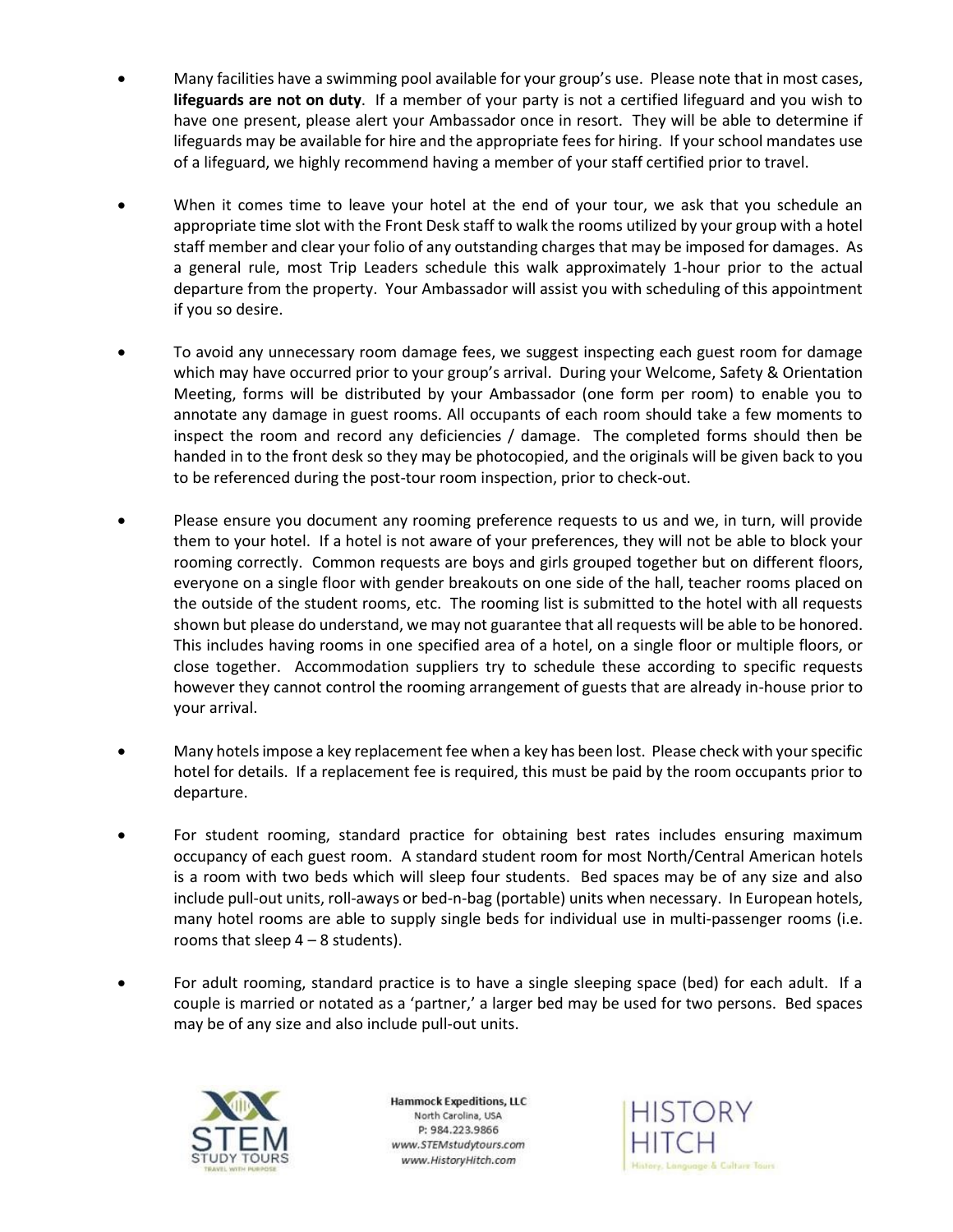- Many facilities have a swimming pool available for your group's use. Please note that in most cases, **lifeguards are not on duty**. If a member of your party is not a certified lifeguard and you wish to have one present, please alert your Ambassador once in resort. They will be able to determine if lifeguards may be available for hire and the appropriate fees for hiring. If your school mandates use of a lifeguard, we highly recommend having a member of your staff certified prior to travel.

- When it comes time to leave your hotel at the end of your tour, we ask that you schedule an appropriate time slot with the Front Desk staff to walk the rooms utilized by your group with a hotel staff member and clear your folio of any outstanding charges that may be imposed for damages. As a general rule, most Trip Leaders schedule this walk approximately 1-hour prior to the actual departure from the property. Your Ambassador will assist you with scheduling of this appointment if you so desire.

- To avoid any unnecessary room damage fees, we suggest inspecting each guest room for damage which may have occurred prior to your group's arrival. During your Welcome, Safety & Orientation Meeting, forms will be distributed by your Ambassador (one form per room) to enable you to annotate any damage in guest rooms. All occupants of each room should take a few moments to inspect the room and record any deficiencies / damage. The completed forms should then be handed in to the front desk so they may be photocopied, and the originals will be given back to you to be referenced during the post-tour room inspection, prior to check-out.

- Please ensure you document any rooming preference requests to us and we, in turn, will provide them to your hotel. If a hotel is not aware of your preferences, they will not be able to block your rooming correctly. Common requests are boys and girls grouped together but on different floors, everyone on a single floor with gender breakouts on one side of the hall, teacher rooms placed on the outside of the student rooms, etc. The rooming list is submitted to the hotel with all requests shown but please do understand, we may not guarantee that all requests will be able to be honored. This includes having rooms in one specified area of a hotel, on a single floor or multiple floors, or close together. Accommodation suppliers try to schedule these according to specific requests however they cannot control the rooming arrangement of guests that are already in-house prior to your arrival.

- Many hotels impose a key replacement fee when a key has been lost. Please check with your specific hotel for details. If a replacement fee is required, this must be paid by the room occupants prior to departure.

- For student rooming, standard practice for obtaining best rates includes ensuring maximum occupancy of each guest room. A standard student room for most North/Central American hotels is a room with two beds which will sleep four students. Bed spaces may be of any size and also include pull-out units, roll-aways or bed-n-bag (portable) units when necessary. In European hotels, many hotel rooms are able to supply single beds for individual use in multi-passenger rooms (i.e. rooms that sleep 4 – 8 students).

- For adult rooming, standard practice is to have a single sleeping space (bed) for each adult. If a couple is married or notated as a 'partner,' a larger bed may be used for two persons. Bed spaces may be of any size and also include pull-out units.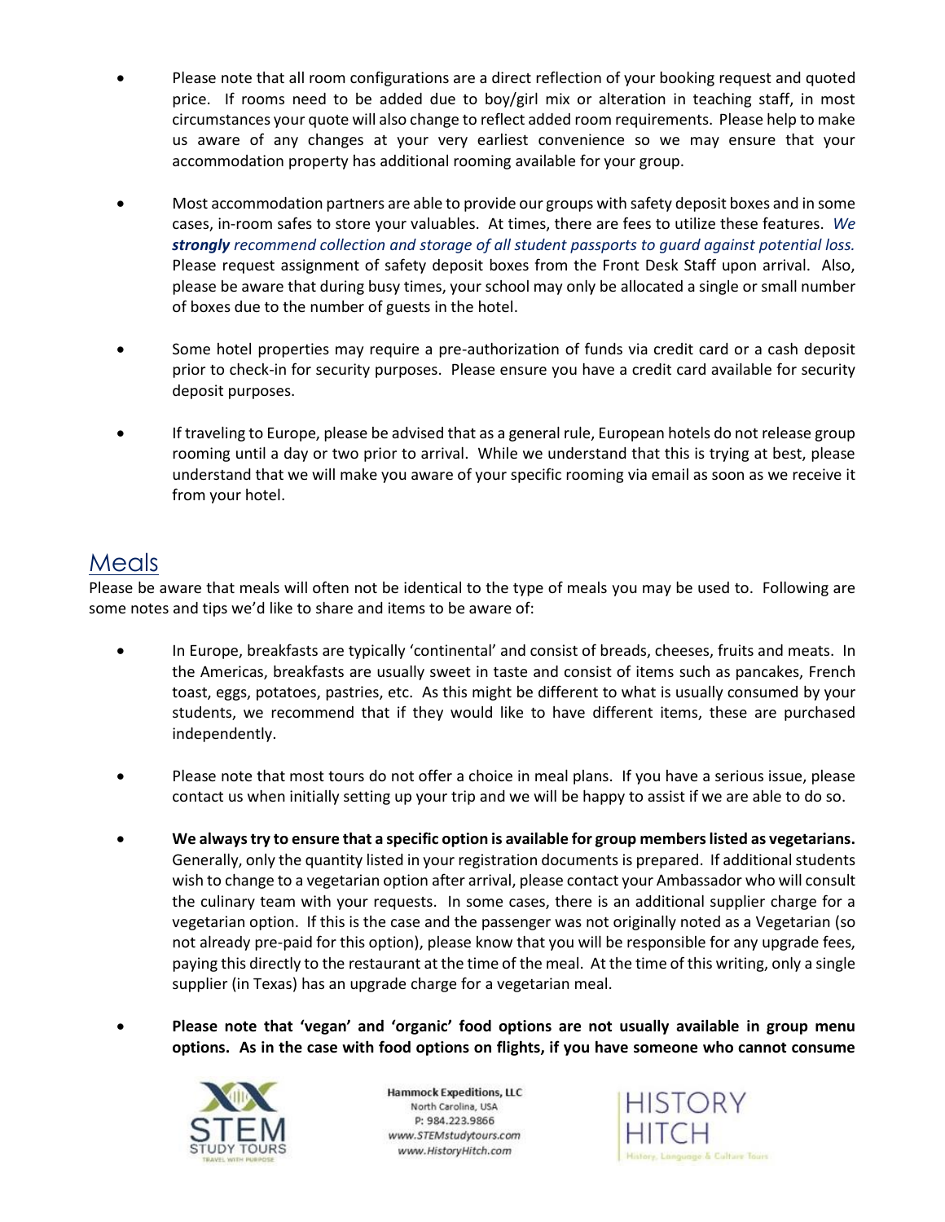- Please note that all room configurations are a direct reflection of your booking request and quoted price. If rooms need to be added due to boy/girl mix or alteration in teaching staff, in most circumstances your quote will also change to reflect added room requirements. Please help to make us aware of any changes at your very earliest convenience so we may ensure that your accommodation property has additional rooming available for your group.

- Most accommodation partners are able to provide our groups with safety deposit boxes and in some cases, in-room safes to store your valuables. At times, there are fees to utilize these features. *We **strongly** recommend collection and storage of all student passports to guard against potential loss.* Please request assignment of safety deposit boxes from the Front Desk Staff upon arrival. Also, please be aware that during busy times, your school may only be allocated a single or small number of boxes due to the number of guests in the hotel.

- Some hotel properties may require a pre-authorization of funds via credit card or a cash deposit prior to check-in for security purposes. Please ensure you have a credit card available for security deposit purposes.

- If traveling to Europe, please be advised that as a general rule, European hotels do not release group rooming until a day or two prior to arrival. While we understand that this is trying at best, please understand that we will make you aware of your specific rooming via email as soon as we receive it from your hotel.

## Meals

Please be aware that meals will often not be identical to the type of meals you may be used to. Following are some notes and tips we'd like to share and items to be aware of:

- In Europe, breakfasts are typically 'continental' and consist of breads, cheeses, fruits and meats. In the Americas, breakfasts are usually sweet in taste and consist of items such as pancakes, French toast, eggs, potatoes, pastries, etc. As this might be different to what is usually consumed by your students, we recommend that if they would like to have different items, these are purchased independently.

- Please note that most tours do not offer a choice in meal plans. If you have a serious issue, please contact us when initially setting up your trip and we will be happy to assist if we are able to do so.

- **We always try to ensure that a specific option is available for group members listed as vegetarians.** Generally, only the quantity listed in your registration documents is prepared. If additional students wish to change to a vegetarian option after arrival, please contact your Ambassador who will consult the culinary team with your requests. In some cases, there is an additional supplier charge for a vegetarian option. If this is the case and the passenger was not originally noted as a Vegetarian (so not already pre-paid for this option), please know that you will be responsible for any upgrade fees, paying this directly to the restaurant at the time of the meal. At the time of this writing, only a single supplier (in Texas) has an upgrade charge for a vegetarian meal.

- **Please note that 'vegan' and 'organic' food options are not usually available in group menu options. As in the case with food options on flights, if you have someone who cannot consume**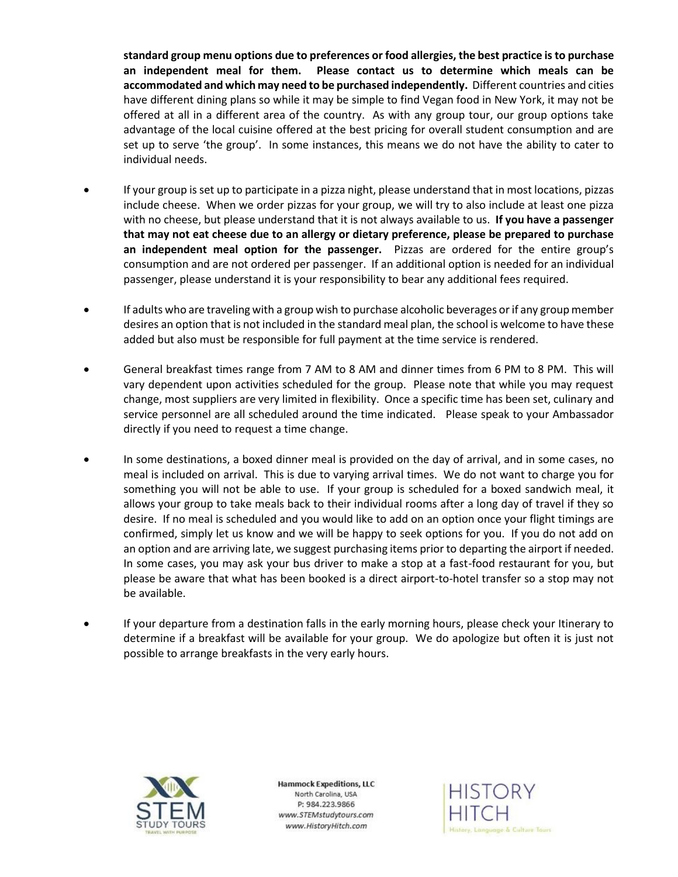**standard group menu options due to preferences or food allergies, the best practice is to purchase an independent meal for them. Please contact us to determine which meals can be accommodated and which may need to be purchased independently.** Different countries and cities have different dining plans so while it may be simple to find Vegan food in New York, it may not be offered at all in a different area of the country. As with any group tour, our group options take advantage of the local cuisine offered at the best pricing for overall student consumption and are set up to serve 'the group'. In some instances, this means we do not have the ability to cater to individual needs.

- If your group is set up to participate in a pizza night, please understand that in most locations, pizzas include cheese. When we order pizzas for your group, we will try to also include at least one pizza with no cheese, but please understand that it is not always available to us. **If you have a passenger that may not eat cheese due to an allergy or dietary preference, please be prepared to purchase an independent meal option for the passenger.** Pizzas are ordered for the entire group's consumption and are not ordered per passenger. If an additional option is needed for an individual passenger, please understand it is your responsibility to bear any additional fees required.

- If adults who are traveling with a group wish to purchase alcoholic beverages or if any group member desires an option that is not included in the standard meal plan, the school is welcome to have these added but also must be responsible for full payment at the time service is rendered.

- General breakfast times range from 7 AM to 8 AM and dinner times from 6 PM to 8 PM. This will vary dependent upon activities scheduled for the group. Please note that while you may request change, most suppliers are very limited in flexibility. Once a specific time has been set, culinary and service personnel are all scheduled around the time indicated. Please speak to your Ambassador directly if you need to request a time change.

- In some destinations, a boxed dinner meal is provided on the day of arrival, and in some cases, no meal is included on arrival. This is due to varying arrival times. We do not want to charge you for something you will not be able to use. If your group is scheduled for a boxed sandwich meal, it allows your group to take meals back to their individual rooms after a long day of travel if they so desire. If no meal is scheduled and you would like to add on an option once your flight timings are confirmed, simply let us know and we will be happy to seek options for you. If you do not add on an option and are arriving late, we suggest purchasing items prior to departing the airport if needed. In some cases, you may ask your bus driver to make a stop at a fast-food restaurant for you, but please be aware that what has been booked is a direct airport-to-hotel transfer so a stop may not be available.

- If your departure from a destination falls in the early morning hours, please check your Itinerary to determine if a breakfast will be available for your group. We do apologize but often it is just not possible to arrange breakfasts in the very early hours.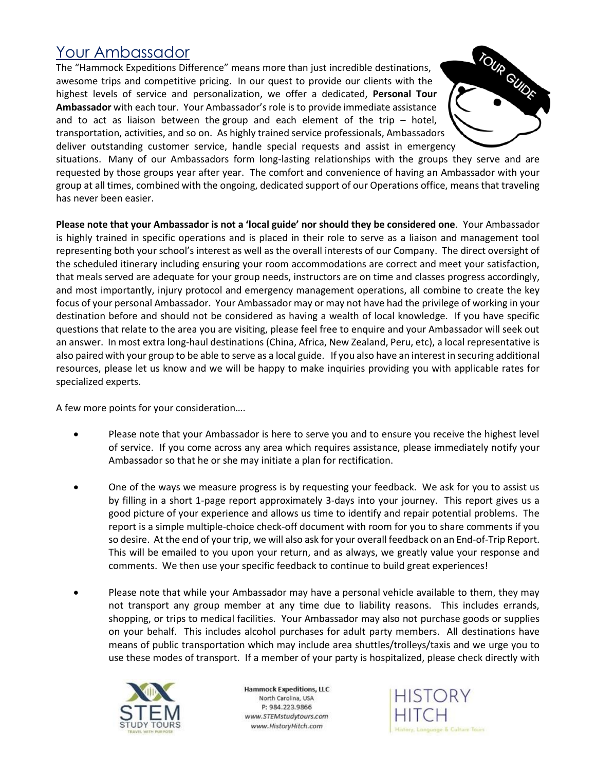## Your Ambassador

The "Hammock Expeditions Difference" means more than just incredible destinations, awesome trips and competitive pricing. In our quest to provide our clients with the highest levels of service and personalization, we offer a dedicated, **Personal Tour Ambassador** with each tour. Your Ambassador's role is to provide immediate assistance and to act as liaison between the group and each element of the trip – hotel, transportation, activities, and so on. As highly trained service professionals, Ambassadors deliver outstanding customer service, handle special requests and assist in emergency situations. Many of our Ambassadors form long-lasting relationships with the groups they serve and are requested by those groups year after year. The comfort and convenience of having an Ambassador with your group at all times, combined with the ongoing, dedicated support of our Operations office, means that traveling has never been easier.

**Please note that your Ambassador is not a 'local guide' nor should they be considered one**. Your Ambassador is highly trained in specific operations and is placed in their role to serve as a liaison and management tool representing both your school's interest as well as the overall interests of our Company. The direct oversight of the scheduled itinerary including ensuring your room accommodations are correct and meet your satisfaction, that meals served are adequate for your group needs, instructors are on time and classes progress accordingly, and most importantly, injury protocol and emergency management operations, all combine to create the key focus of your personal Ambassador. Your Ambassador may or may not have had the privilege of working in your destination before and should not be considered as having a wealth of local knowledge. If you have specific questions that relate to the area you are visiting, please feel free to enquire and your Ambassador will seek out an answer. In most extra long-haul destinations (China, Africa, New Zealand, Peru, etc), a local representative is also paired with your group to be able to serve as a local guide. If you also have an interest in securing additional resources, please let us know and we will be happy to make inquiries providing you with applicable rates for specialized experts.

A few more points for your consideration….

- Please note that your Ambassador is here to serve you and to ensure you receive the highest level of service. If you come across any area which requires assistance, please immediately notify your Ambassador so that he or she may initiate a plan for rectification.

- One of the ways we measure progress is by requesting your feedback. We ask for you to assist us by filling in a short 1-page report approximately 3-days into your journey. This report gives us a good picture of your experience and allows us time to identify and repair potential problems. The report is a simple multiple-choice check-off document with room for you to share comments if you so desire. At the end of your trip, we will also ask for your overall feedback on an End-of-Trip Report. This will be emailed to you upon your return, and as always, we greatly value your response and comments. We then use your specific feedback to continue to build great experiences!

- Please note that while your Ambassador may have a personal vehicle available to them, they may not transport any group member at any time due to liability reasons. This includes errands, shopping, or trips to medical facilities. Your Ambassador may also not purchase goods or supplies on your behalf. This includes alcohol purchases for adult party members. All destinations have means of public transportation which may include area shuttles/trolleys/taxis and we urge you to use these modes of transport. If a member of your party is hospitalized, please check directly with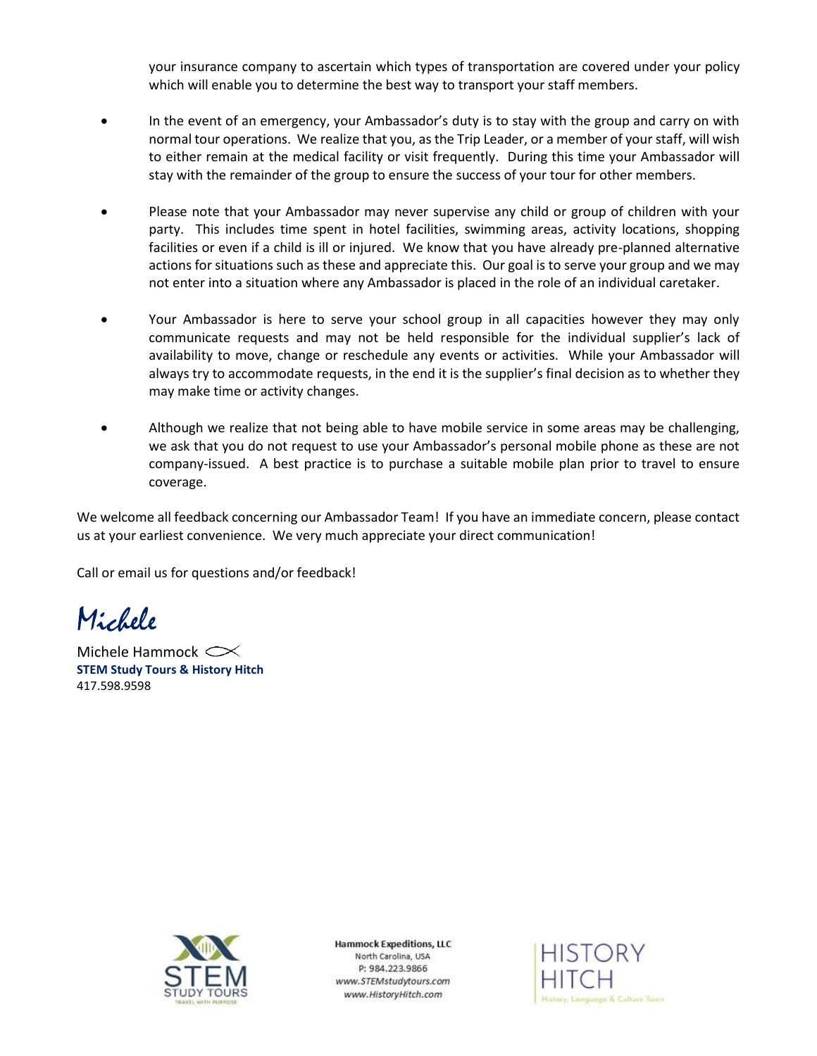your insurance company to ascertain which types of transportation are covered under your policy which will enable you to determine the best way to transport your staff members.

- In the event of an emergency, your Ambassador's duty is to stay with the group and carry on with normal tour operations. We realize that you, as the Trip Leader, or a member of your staff, will wish to either remain at the medical facility or visit frequently. During this time your Ambassador will stay with the remainder of the group to ensure the success of your tour for other members.

- Please note that your Ambassador may never supervise any child or group of children with your party. This includes time spent in hotel facilities, swimming areas, activity locations, shopping facilities or even if a child is ill or injured. We know that you have already pre-planned alternative actions for situations such as these and appreciate this. Our goal is to serve your group and we may not enter into a situation where any Ambassador is placed in the role of an individual caretaker.

- Your Ambassador is here to serve your school group in all capacities however they may only communicate requests and may not be held responsible for the individual supplier's lack of availability to move, change or reschedule any events or activities. While your Ambassador will always try to accommodate requests, in the end it is the supplier's final decision as to whether they may make time or activity changes.

- Although we realize that not being able to have mobile service in some areas may be challenging, we ask that you do not request to use your Ambassador's personal mobile phone as these are not company-issued. A best practice is to purchase a suitable mobile plan prior to travel to ensure coverage.

We welcome all feedback concerning our Ambassador Team! If you have an immediate concern, please contact us at your earliest convenience. We very much appreciate your direct communication!

Call or email us for questions and/or feedback!

*Michele*

Michele Hammock
**STEM Study Tours & History Hitch**
417.598.9598

STEM STUDY TOURS
TRAVEL WITH PURPOSE

**Hammock Expeditions, LLC**
North Carolina, USA
P: 984.223.9866
*www.STEMstudytours.com*
*www.HistoryHitch.com*

HISTORY HITCH
History, Language & Culture Tours